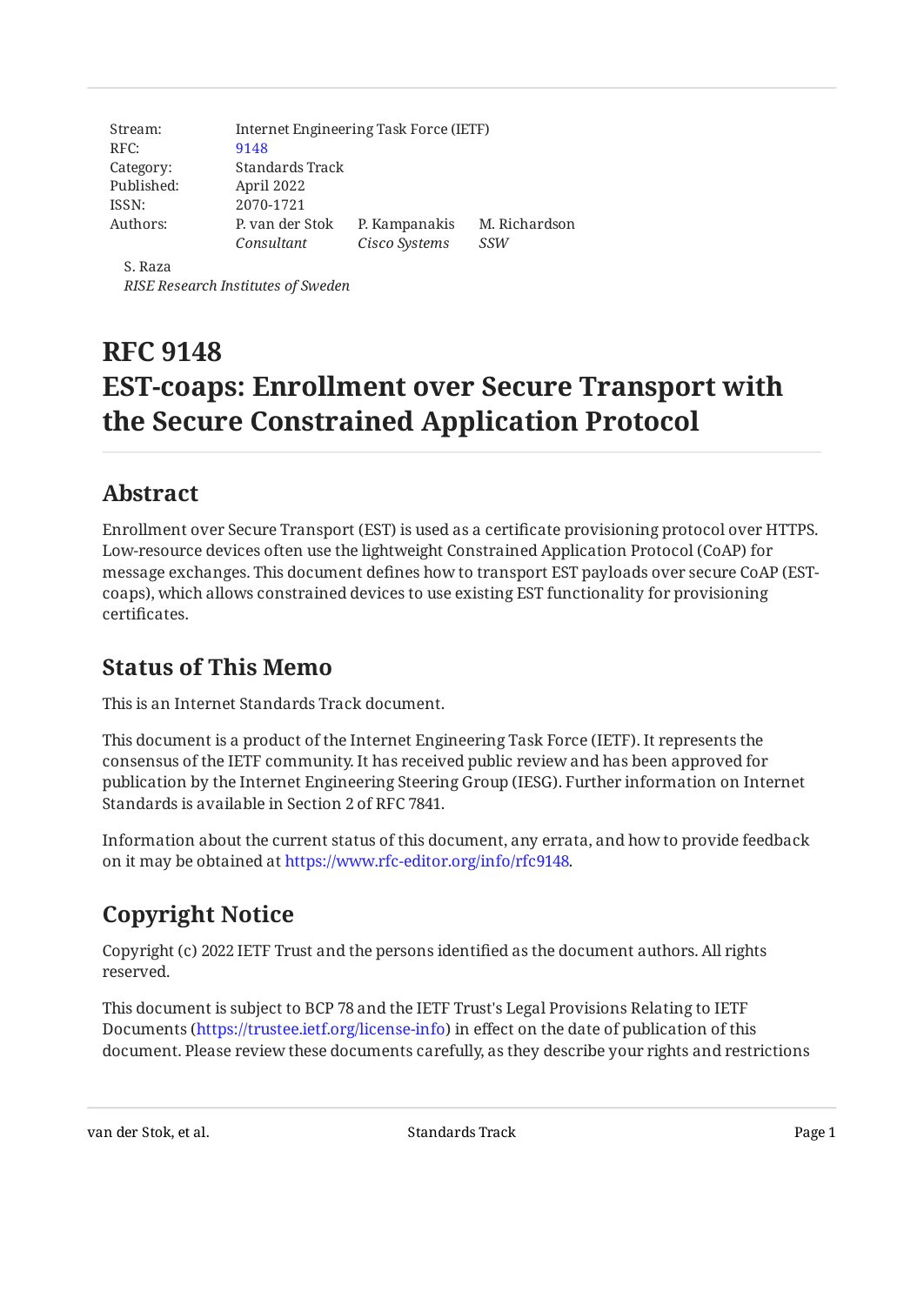| | | | |
|---|---|---|---|
| Stream: | Internet Engineering Task Force (IETF) | | |
| RFC: | 9148 | | |
| Category: | Standards Track | | |
| Published: | April 2022 | | |
| ISSN: | 2070-1721 | | |
| Authors: | P. van der Stok | P. Kampanakis | M. Richardson |
| | *Consultant* | *Cisco Systems* | *SSW* |

S. Raza
*RISE Research Institutes of Sweden*

# RFC 9148
# EST-coaps: Enrollment over Secure Transport with the Secure Constrained Application Protocol

## Abstract

Enrollment over Secure Transport (EST) is used as a certificate provisioning protocol over HTTPS. Low-resource devices often use the lightweight Constrained Application Protocol (CoAP) for message exchanges. This document defines how to transport EST payloads over secure CoAP (EST-coaps), which allows constrained devices to use existing EST functionality for provisioning certificates.

## Status of This Memo

This is an Internet Standards Track document.

This document is a product of the Internet Engineering Task Force (IETF). It represents the consensus of the IETF community. It has received public review and has been approved for publication by the Internet Engineering Steering Group (IESG). Further information on Internet Standards is available in Section 2 of RFC 7841.

Information about the current status of this document, any errata, and how to provide feedback on it may be obtained at https://www.rfc-editor.org/info/rfc9148.

## Copyright Notice

Copyright (c) 2022 IETF Trust and the persons identified as the document authors. All rights reserved.

This document is subject to BCP 78 and the IETF Trust's Legal Provisions Relating to IETF Documents (https://trustee.ietf.org/license-info) in effect on the date of publication of this document. Please review these documents carefully, as they describe your rights and restrictions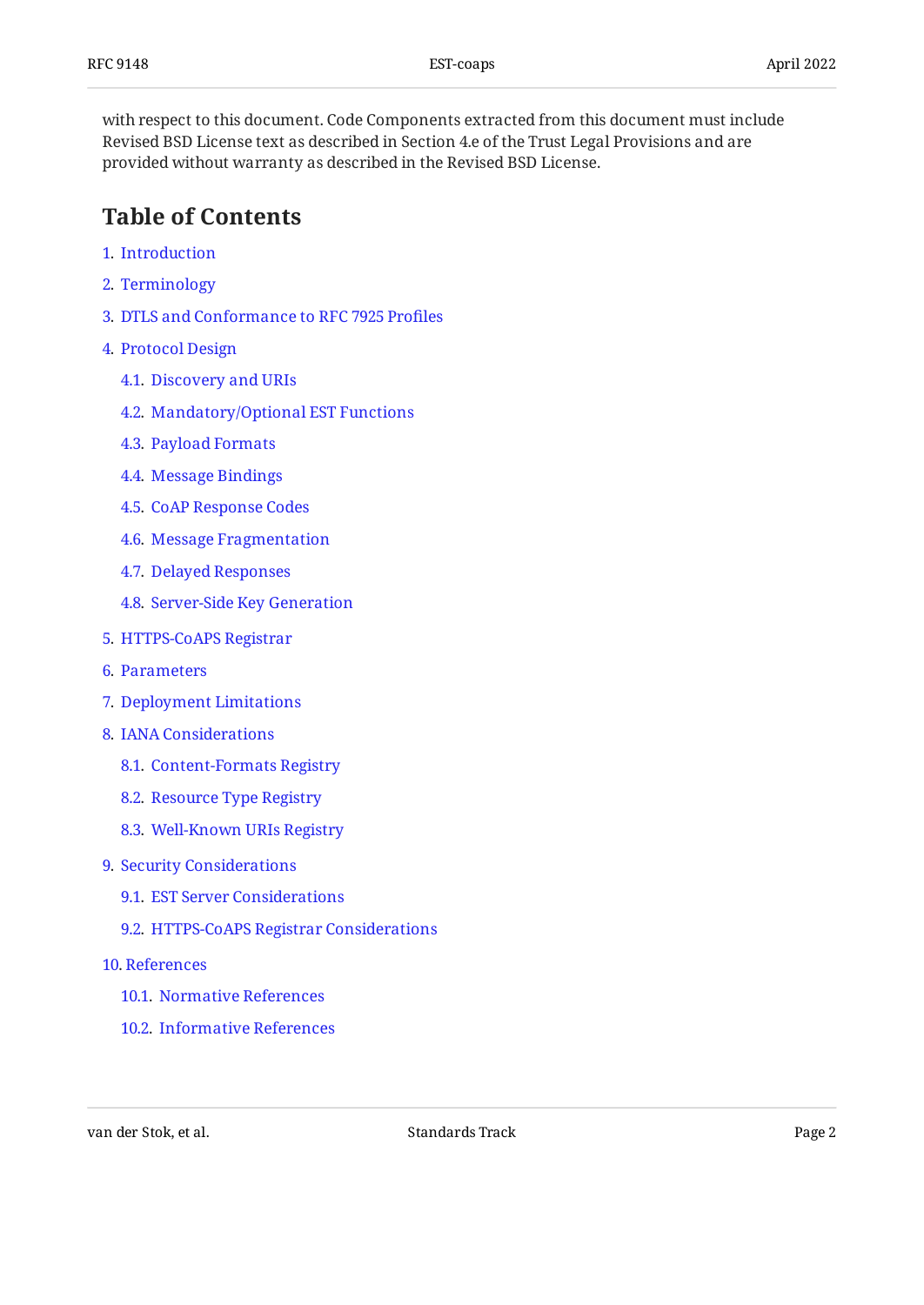with respect to this document. Code Components extracted from this document must include Revised BSD License text as described in Section 4.e of the Trust Legal Provisions and are provided without warranty as described in the Revised BSD License.

## Table of Contents

1. Introduction
2. Terminology
3. DTLS and Conformance to RFC 7925 Profiles
4. Protocol Design
   - 4.1. Discovery and URIs
   - 4.2. Mandatory/Optional EST Functions
   - 4.3. Payload Formats
   - 4.4. Message Bindings
   - 4.5. CoAP Response Codes
   - 4.6. Message Fragmentation
   - 4.7. Delayed Responses
   - 4.8. Server-Side Key Generation
5. HTTPS-CoAPS Registrar
6. Parameters
7. Deployment Limitations
8. IANA Considerations
   - 8.1. Content-Formats Registry
   - 8.2. Resource Type Registry
   - 8.3. Well-Known URIs Registry
9. Security Considerations
   - 9.1. EST Server Considerations
   - 9.2. HTTPS-CoAPS Registrar Considerations
10. References
    - 10.1. Normative References
    - 10.2. Informative References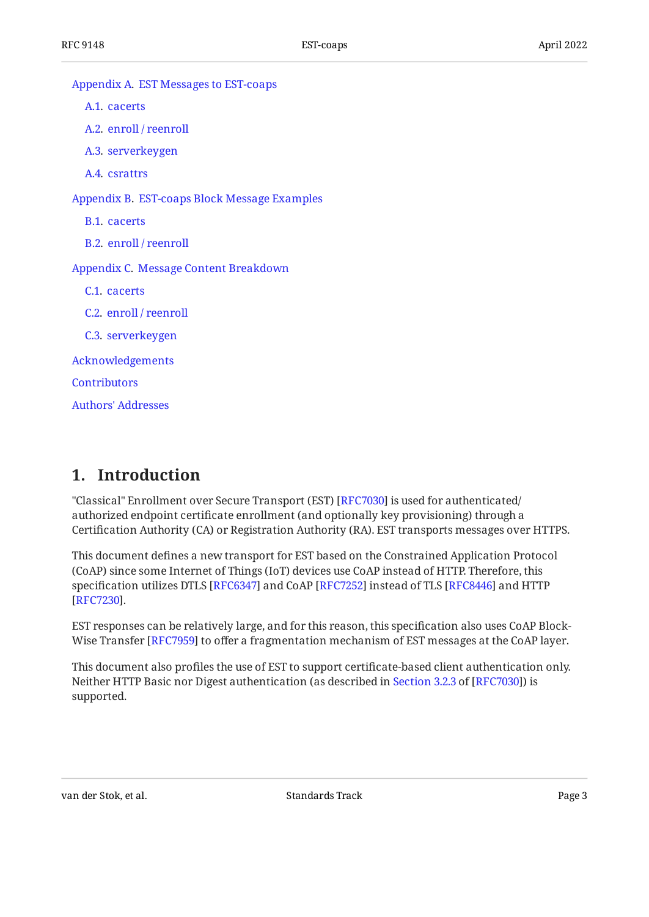Appendix A. EST Messages to EST-coaps

- A.1. cacerts
- A.2. enroll / reenroll
- A.3. serverkeygen
- A.4. csrattrs

Appendix B. EST-coaps Block Message Examples

- B.1. cacerts
- B.2. enroll / reenroll

Appendix C. Message Content Breakdown

- C.1. cacerts
- C.2. enroll / reenroll
- C.3. serverkeygen

Acknowledgements

Contributors

Authors' Addresses

## 1. Introduction

"Classical" Enrollment over Secure Transport (EST) [RFC7030] is used for authenticated/authorized endpoint certificate enrollment (and optionally key provisioning) through a Certification Authority (CA) or Registration Authority (RA). EST transports messages over HTTPS.

This document defines a new transport for EST based on the Constrained Application Protocol (CoAP) since some Internet of Things (IoT) devices use CoAP instead of HTTP. Therefore, this specification utilizes DTLS [RFC6347] and CoAP [RFC7252] instead of TLS [RFC8446] and HTTP [RFC7230].

EST responses can be relatively large, and for this reason, this specification also uses CoAP Block-Wise Transfer [RFC7959] to offer a fragmentation mechanism of EST messages at the CoAP layer.

This document also profiles the use of EST to support certificate-based client authentication only. Neither HTTP Basic nor Digest authentication (as described in Section 3.2.3 of [RFC7030]) is supported.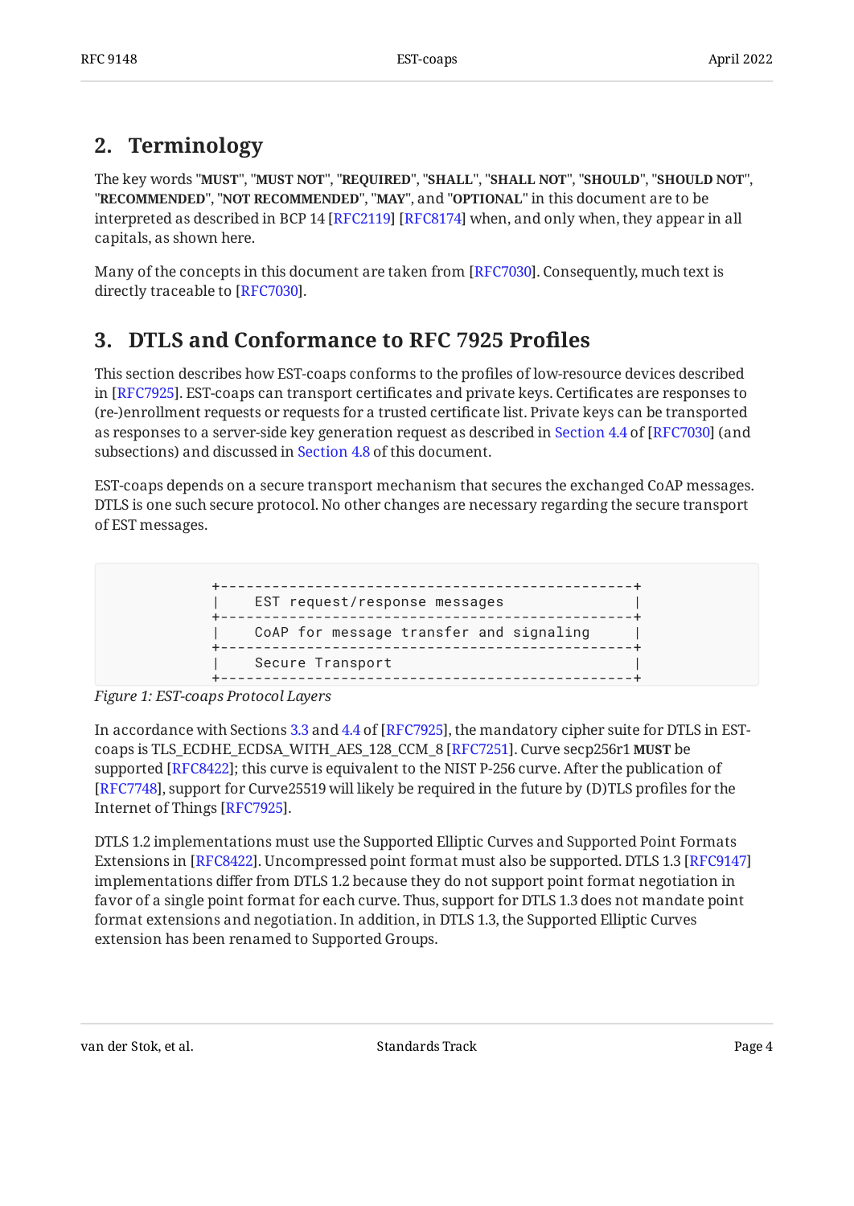## 2. Terminology

The key words "**MUST**", "**MUST NOT**", "**REQUIRED**", "**SHALL**", "**SHALL NOT**", "**SHOULD**", "**SHOULD NOT**", "**RECOMMENDED**", "**NOT RECOMMENDED**", "**MAY**", and "**OPTIONAL**" in this document are to be interpreted as described in BCP 14 [RFC2119] [RFC8174] when, and only when, they appear in all capitals, as shown here.

Many of the concepts in this document are taken from [RFC7030]. Consequently, much text is directly traceable to [RFC7030].

## 3. DTLS and Conformance to RFC 7925 Profiles

This section describes how EST-coaps conforms to the profiles of low-resource devices described in [RFC7925]. EST-coaps can transport certificates and private keys. Certificates are responses to (re-)enrollment requests or requests for a trusted certificate list. Private keys can be transported as responses to a server-side key generation request as described in Section 4.4 of [RFC7030] (and subsections) and discussed in Section 4.8 of this document.

EST-coaps depends on a secure transport mechanism that secures the exchanged CoAP messages. DTLS is one such secure protocol. No other changes are necessary regarding the secure transport of EST messages.

```
+------------------------------------------------+
|    EST request/response messages               |
+------------------------------------------------+
|    CoAP for message transfer and signaling     |
+------------------------------------------------+
|    Secure Transport                            |
+------------------------------------------------+
```

*Figure 1: EST-coaps Protocol Layers*

In accordance with Sections 3.3 and 4.4 of [RFC7925], the mandatory cipher suite for DTLS in EST-coaps is TLS_ECDHE_ECDSA_WITH_AES_128_CCM_8 [RFC7251]. Curve secp256r1 **MUST** be supported [RFC8422]; this curve is equivalent to the NIST P-256 curve. After the publication of [RFC7748], support for Curve25519 will likely be required in the future by (D)TLS profiles for the Internet of Things [RFC7925].

DTLS 1.2 implementations must use the Supported Elliptic Curves and Supported Point Formats Extensions in [RFC8422]. Uncompressed point format must also be supported. DTLS 1.3 [RFC9147] implementations differ from DTLS 1.2 because they do not support point format negotiation in favor of a single point format for each curve. Thus, support for DTLS 1.3 does not mandate point format extensions and negotiation. In addition, in DTLS 1.3, the Supported Elliptic Curves extension has been renamed to Supported Groups.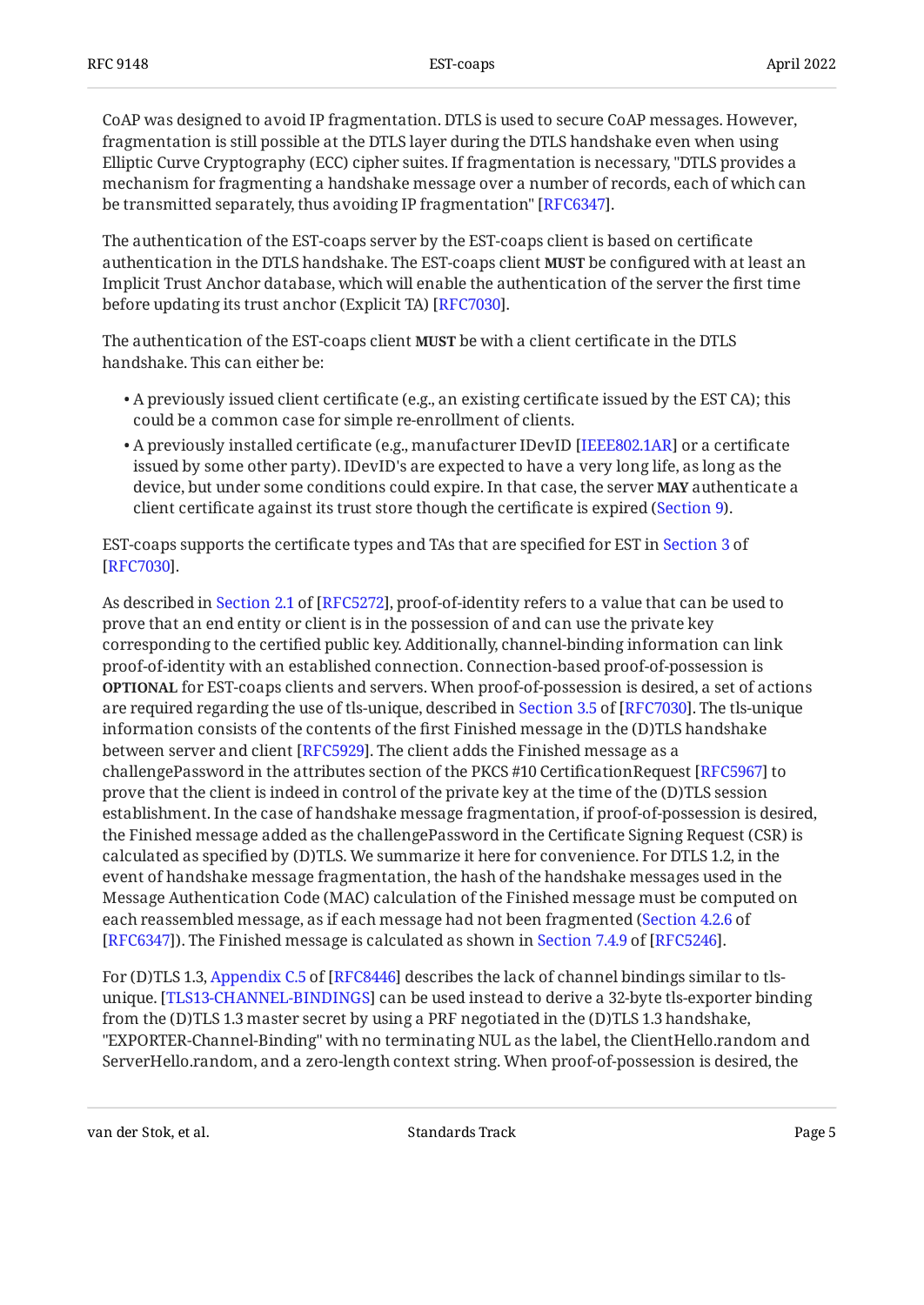CoAP was designed to avoid IP fragmentation. DTLS is used to secure CoAP messages. However, fragmentation is still possible at the DTLS layer during the DTLS handshake even when using Elliptic Curve Cryptography (ECC) cipher suites. If fragmentation is necessary, "DTLS provides a mechanism for fragmenting a handshake message over a number of records, each of which can be transmitted separately, thus avoiding IP fragmentation" [RFC6347].

The authentication of the EST-coaps server by the EST-coaps client is based on certificate authentication in the DTLS handshake. The EST-coaps client **MUST** be configured with at least an Implicit Trust Anchor database, which will enable the authentication of the server the first time before updating its trust anchor (Explicit TA) [RFC7030].

The authentication of the EST-coaps client **MUST** be with a client certificate in the DTLS handshake. This can either be:

- A previously issued client certificate (e.g., an existing certificate issued by the EST CA); this could be a common case for simple re-enrollment of clients.
- A previously installed certificate (e.g., manufacturer IDevID [IEEE802.1AR] or a certificate issued by some other party). IDevID's are expected to have a very long life, as long as the device, but under some conditions could expire. In that case, the server **MAY** authenticate a client certificate against its trust store though the certificate is expired (Section 9).

EST-coaps supports the certificate types and TAs that are specified for EST in Section 3 of [RFC7030].

As described in Section 2.1 of [RFC5272], proof-of-identity refers to a value that can be used to prove that an end entity or client is in the possession of and can use the private key corresponding to the certified public key. Additionally, channel-binding information can link proof-of-identity with an established connection. Connection-based proof-of-possession is **OPTIONAL** for EST-coaps clients and servers. When proof-of-possession is desired, a set of actions are required regarding the use of tls-unique, described in Section 3.5 of [RFC7030]. The tls-unique information consists of the contents of the first Finished message in the (D)TLS handshake between server and client [RFC5929]. The client adds the Finished message as a challengePassword in the attributes section of the PKCS #10 CertificationRequest [RFC5967] to prove that the client is indeed in control of the private key at the time of the (D)TLS session establishment. In the case of handshake message fragmentation, if proof-of-possession is desired, the Finished message added as the challengePassword in the Certificate Signing Request (CSR) is calculated as specified by (D)TLS. We summarize it here for convenience. For DTLS 1.2, in the event of handshake message fragmentation, the hash of the handshake messages used in the Message Authentication Code (MAC) calculation of the Finished message must be computed on each reassembled message, as if each message had not been fragmented (Section 4.2.6 of [RFC6347]). The Finished message is calculated as shown in Section 7.4.9 of [RFC5246].

For (D)TLS 1.3, Appendix C.5 of [RFC8446] describes the lack of channel bindings similar to tls-unique. [TLS13-CHANNEL-BINDINGS] can be used instead to derive a 32-byte tls-exporter binding from the (D)TLS 1.3 master secret by using a PRF negotiated in the (D)TLS 1.3 handshake, "EXPORTER-Channel-Binding" with no terminating NUL as the label, the ClientHello.random and ServerHello.random, and a zero-length context string. When proof-of-possession is desired, the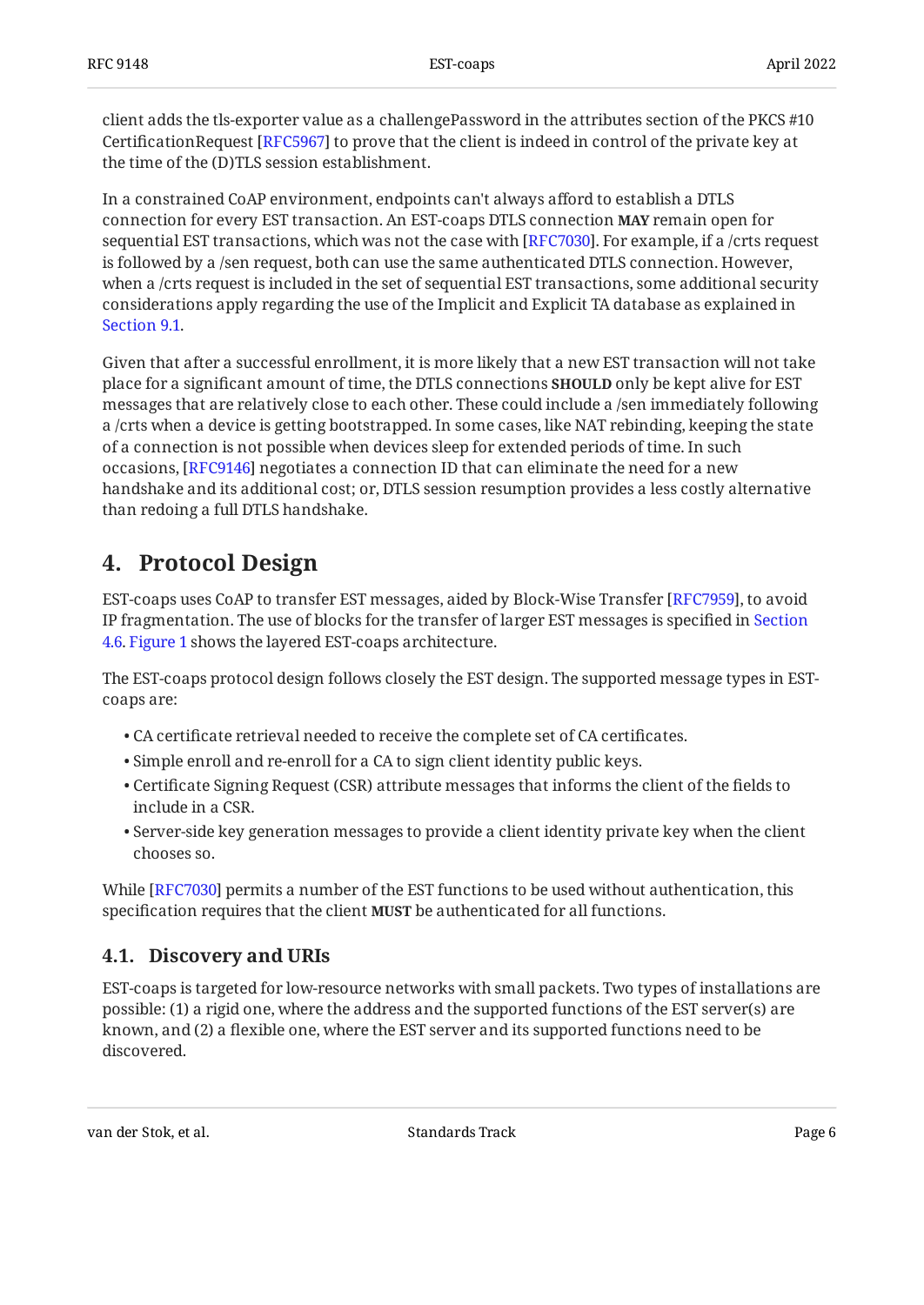client adds the tls-exporter value as a challengePassword in the attributes section of the PKCS #10 CertificationRequest [RFC5967] to prove that the client is indeed in control of the private key at the time of the (D)TLS session establishment.

In a constrained CoAP environment, endpoints can't always afford to establish a DTLS connection for every EST transaction. An EST-coaps DTLS connection **MAY** remain open for sequential EST transactions, which was not the case with [RFC7030]. For example, if a /crts request is followed by a /sen request, both can use the same authenticated DTLS connection. However, when a /crts request is included in the set of sequential EST transactions, some additional security considerations apply regarding the use of the Implicit and Explicit TA database as explained in Section 9.1.

Given that after a successful enrollment, it is more likely that a new EST transaction will not take place for a significant amount of time, the DTLS connections **SHOULD** only be kept alive for EST messages that are relatively close to each other. These could include a /sen immediately following a /crts when a device is getting bootstrapped. In some cases, like NAT rebinding, keeping the state of a connection is not possible when devices sleep for extended periods of time. In such occasions, [RFC9146] negotiates a connection ID that can eliminate the need for a new handshake and its additional cost; or, DTLS session resumption provides a less costly alternative than redoing a full DTLS handshake.

# 4. Protocol Design

EST-coaps uses CoAP to transfer EST messages, aided by Block-Wise Transfer [RFC7959], to avoid IP fragmentation. The use of blocks for the transfer of larger EST messages is specified in Section 4.6. Figure 1 shows the layered EST-coaps architecture.

The EST-coaps protocol design follows closely the EST design. The supported message types in EST-coaps are:

- CA certificate retrieval needed to receive the complete set of CA certificates.
- Simple enroll and re-enroll for a CA to sign client identity public keys.
- Certificate Signing Request (CSR) attribute messages that informs the client of the fields to include in a CSR.
- Server-side key generation messages to provide a client identity private key when the client chooses so.

While [RFC7030] permits a number of the EST functions to be used without authentication, this specification requires that the client **MUST** be authenticated for all functions.

## 4.1. Discovery and URIs

EST-coaps is targeted for low-resource networks with small packets. Two types of installations are possible: (1) a rigid one, where the address and the supported functions of the EST server(s) are known, and (2) a flexible one, where the EST server and its supported functions need to be discovered.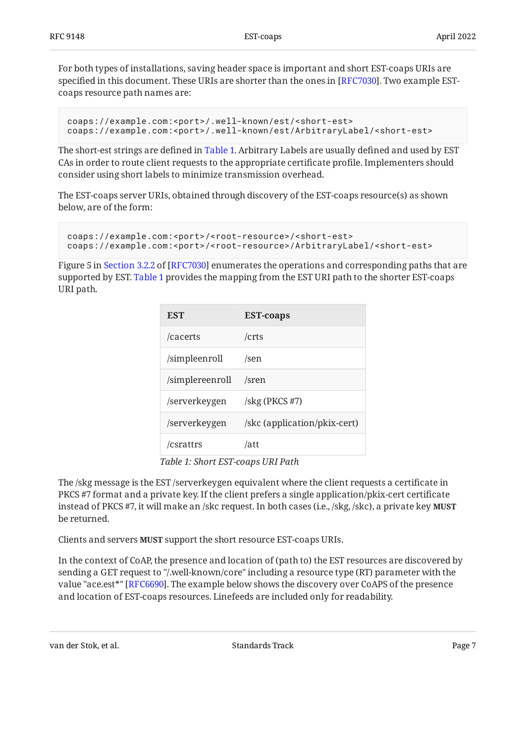For both types of installations, saving header space is important and short EST-coaps URIs are specified in this document. These URIs are shorter than the ones in [RFC7030]. Two example EST-coaps resource path names are:

```
coaps://example.com:<port>/.well-known/est/<short-est>
coaps://example.com:<port>/.well-known/est/ArbitraryLabel/<short-est>
```

The short-est strings are defined in Table 1. Arbitrary Labels are usually defined and used by EST CAs in order to route client requests to the appropriate certificate profile. Implementers should consider using short labels to minimize transmission overhead.

The EST-coaps server URIs, obtained through discovery of the EST-coaps resource(s) as shown below, are of the form:

```
coaps://example.com:<port>/<root-resource>/<short-est>
coaps://example.com:<port>/<root-resource>/ArbitraryLabel/<short-est>
```

Figure 5 in Section 3.2.2 of [RFC7030] enumerates the operations and corresponding paths that are supported by EST. Table 1 provides the mapping from the EST URI path to the shorter EST-coaps URI path.

| EST | EST-coaps |
|---|---|
| /cacerts | /crts |
| /simpleenroll | /sen |
| /simplereenroll | /sren |
| /serverkeygen | /skg (PKCS #7) |
| /serverkeygen | /skc (application/pkix-cert) |
| /csrattrs | /att |

*Table 1: Short EST-coaps URI Path*

The /skg message is the EST /serverkeygen equivalent where the client requests a certificate in PKCS #7 format and a private key. If the client prefers a single application/pkix-cert certificate instead of PKCS #7, it will make an /skc request. In both cases (i.e., /skg, /skc), a private key **MUST** be returned.

Clients and servers **MUST** support the short resource EST-coaps URIs.

In the context of CoAP, the presence and location of (path to) the EST resources are discovered by sending a GET request to "/.well-known/core" including a resource type (RT) parameter with the value "ace.est*" [RFC6690]. The example below shows the discovery over CoAPS of the presence and location of EST-coaps resources. Linefeeds are included only for readability.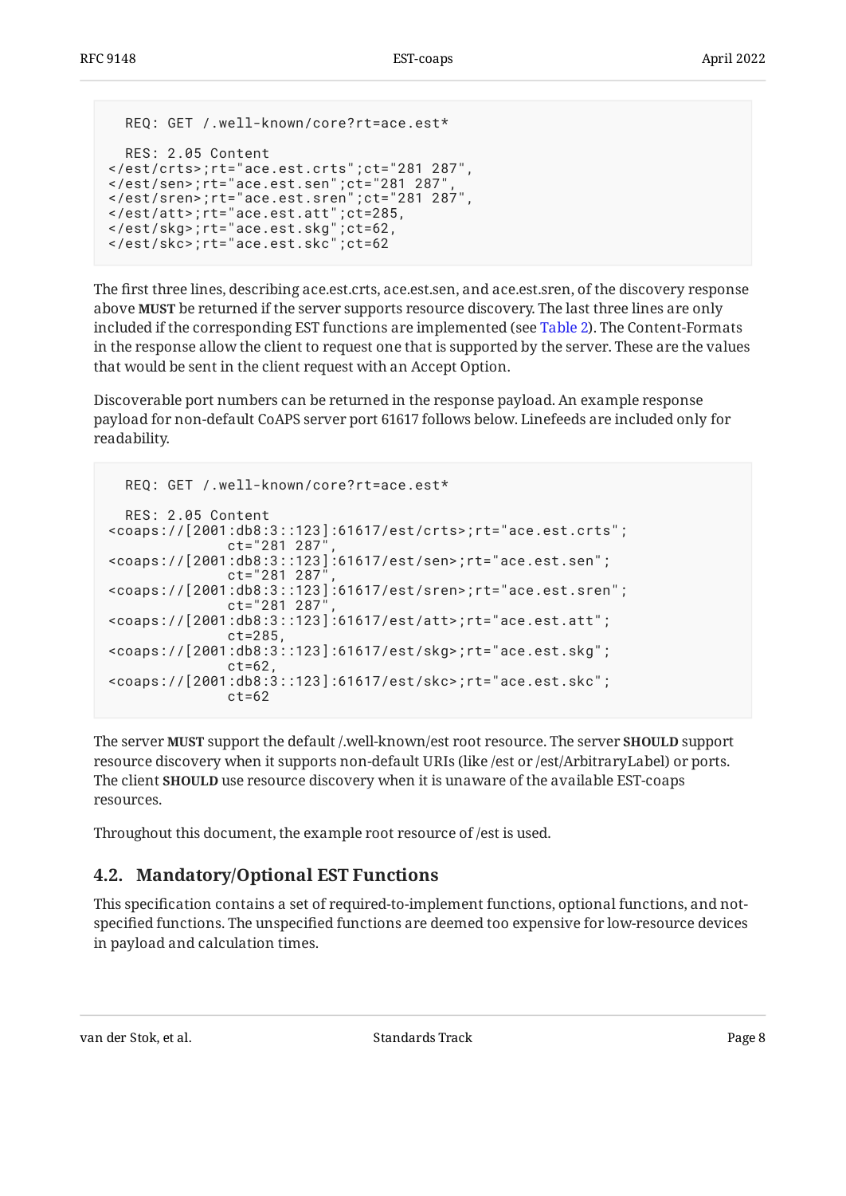```
   REQ: GET /.well-known/core?rt=ace.est*

   RES: 2.05 Content
</est/crts>;rt="ace.est.crts";ct="281 287",
</est/sen>;rt="ace.est.sen";ct="281 287",
</est/sren>;rt="ace.est.sren";ct="281 287",
</est/att>;rt="ace.est.att";ct=285,
</est/skg>;rt="ace.est.skg";ct=62,
</est/skc>;rt="ace.est.skc";ct=62
```

The first three lines, describing ace.est.crts, ace.est.sen, and ace.est.sren, of the discovery response above **MUST** be returned if the server supports resource discovery. The last three lines are only included if the corresponding EST functions are implemented (see Table 2). The Content-Formats in the response allow the client to request one that is supported by the server. These are the values that would be sent in the client request with an Accept Option.

Discoverable port numbers can be returned in the response payload. An example response payload for non-default CoAPS server port 61617 follows below. Linefeeds are included only for readability.

```
   REQ: GET /.well-known/core?rt=ace.est*

   RES: 2.05 Content
<coaps://[2001:db8:3::123]:61617/est/crts>;rt="ace.est.crts";
              ct="281 287",
<coaps://[2001:db8:3::123]:61617/est/sen>;rt="ace.est.sen";
              ct="281 287",
<coaps://[2001:db8:3::123]:61617/est/sren>;rt="ace.est.sren";
              ct="281 287",
<coaps://[2001:db8:3::123]:61617/est/att>;rt="ace.est.att";
              ct=285,
<coaps://[2001:db8:3::123]:61617/est/skg>;rt="ace.est.skg";
              ct=62,
<coaps://[2001:db8:3::123]:61617/est/skc>;rt="ace.est.skc";
              ct=62
```

The server **MUST** support the default /.well-known/est root resource. The server **SHOULD** support resource discovery when it supports non-default URIs (like /est or /est/ArbitraryLabel) or ports. The client **SHOULD** use resource discovery when it is unaware of the available EST-coaps resources.

Throughout this document, the example root resource of /est is used.

## 4.2. Mandatory/Optional EST Functions

This specification contains a set of required-to-implement functions, optional functions, and not-specified functions. The unspecified functions are deemed too expensive for low-resource devices in payload and calculation times.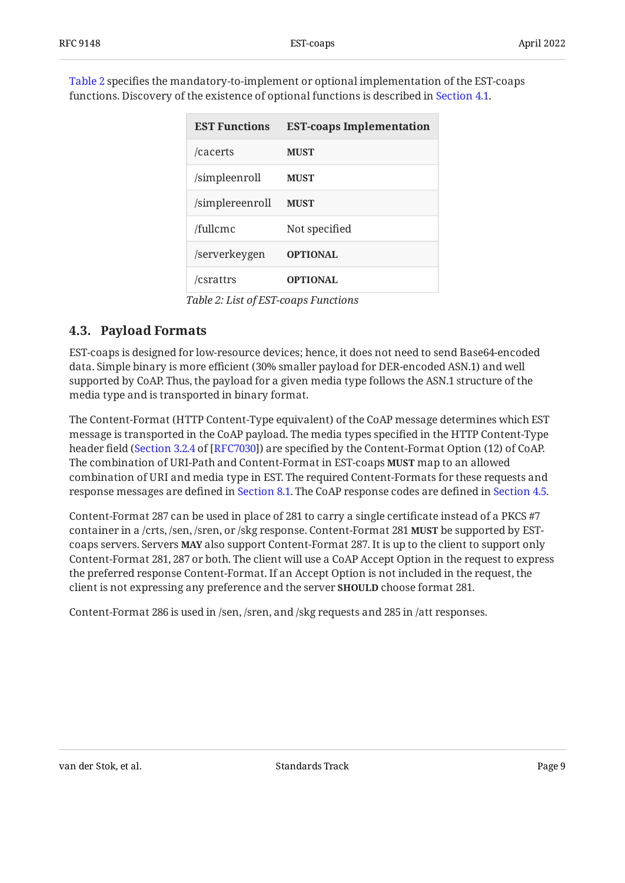Table 2 specifies the mandatory-to-implement or optional implementation of the EST-coaps functions. Discovery of the existence of optional functions is described in Section 4.1.

| EST Functions | EST-coaps Implementation |
|---|---|
| /cacerts | **MUST** |
| /simpleenroll | **MUST** |
| /simplereenroll | **MUST** |
| /fullcmc | Not specified |
| /serverkeygen | **OPTIONAL** |
| /csrattrs | **OPTIONAL** |

*Table 2: List of EST-coaps Functions*

### 4.3. Payload Formats

EST-coaps is designed for low-resource devices; hence, it does not need to send Base64-encoded data. Simple binary is more efficient (30% smaller payload for DER-encoded ASN.1) and well supported by CoAP. Thus, the payload for a given media type follows the ASN.1 structure of the media type and is transported in binary format.

The Content-Format (HTTP Content-Type equivalent) of the CoAP message determines which EST message is transported in the CoAP payload. The media types specified in the HTTP Content-Type header field (Section 3.2.4 of [RFC7030]) are specified by the Content-Format Option (12) of CoAP. The combination of URI-Path and Content-Format in EST-coaps **MUST** map to an allowed combination of URI and media type in EST. The required Content-Formats for these requests and response messages are defined in Section 8.1. The CoAP response codes are defined in Section 4.5.

Content-Format 287 can be used in place of 281 to carry a single certificate instead of a PKCS #7 container in a /crts, /sen, /sren, or /skg response. Content-Format 281 **MUST** be supported by EST-coaps servers. Servers **MAY** also support Content-Format 287. It is up to the client to support only Content-Format 281, 287 or both. The client will use a CoAP Accept Option in the request to express the preferred response Content-Format. If an Accept Option is not included in the request, the client is not expressing any preference and the server **SHOULD** choose format 281.

Content-Format 286 is used in /sen, /sren, and /skg requests and 285 in /att responses.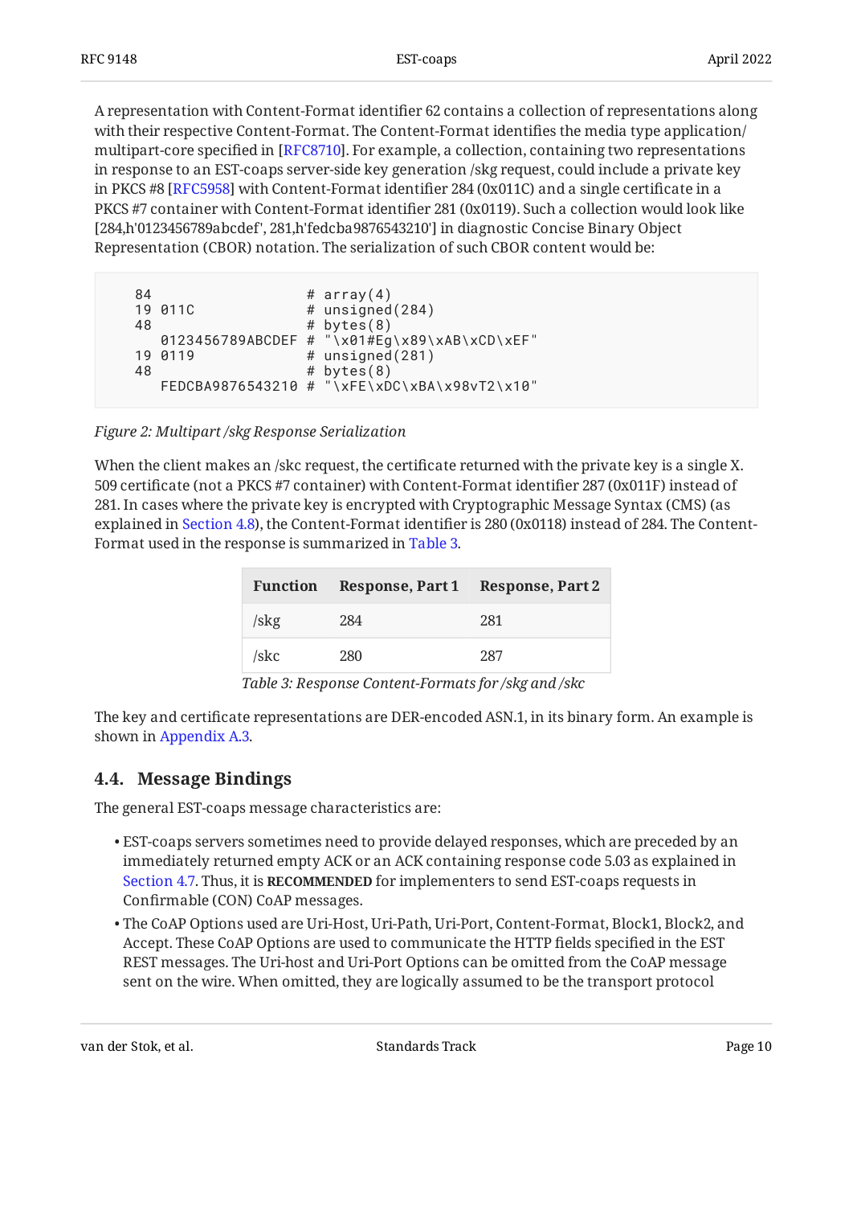A representation with Content-Format identifier 62 contains a collection of representations along with their respective Content-Format. The Content-Format identifies the media type application/multipart-core specified in [RFC8710]. For example, a collection, containing two representations in response to an EST-coaps server-side key generation /skg request, could include a private key in PKCS #8 [RFC5958] with Content-Format identifier 284 (0x011C) and a single certificate in a PKCS #7 container with Content-Format identifier 281 (0x0119). Such a collection would look like [284,h'0123456789abcdef', 281,h'fedcba9876543210'] in diagnostic Concise Binary Object Representation (CBOR) notation. The serialization of such CBOR content would be:

```
    84                  # array(4)
    19 011C             # unsigned(284)
    48                  # bytes(8)
       0123456789ABCDEF # "\x01#Eg\x89\xAB\xCD\xEF"
    19 0119             # unsigned(281)
    48                  # bytes(8)
       FEDCBA9876543210 # "\xFE\xDC\xBA\x98vT2\x10"
```

*Figure 2: Multipart /skg Response Serialization*

When the client makes an /skc request, the certificate returned with the private key is a single X.509 certificate (not a PKCS #7 container) with Content-Format identifier 287 (0x011F) instead of 281. In cases where the private key is encrypted with Cryptographic Message Syntax (CMS) (as explained in Section 4.8), the Content-Format identifier is 280 (0x0118) instead of 284. The Content-Format used in the response is summarized in Table 3.

| Function | Response, Part 1 | Response, Part 2 |
|---|---|---|
| /skg | 284 | 281 |
| /skc | 280 | 287 |

*Table 3: Response Content-Formats for /skg and /skc*

The key and certificate representations are DER-encoded ASN.1, in its binary form. An example is shown in Appendix A.3.

## 4.4. Message Bindings

The general EST-coaps message characteristics are:

- EST-coaps servers sometimes need to provide delayed responses, which are preceded by an immediately returned empty ACK or an ACK containing response code 5.03 as explained in Section 4.7. Thus, it is **RECOMMENDED** for implementers to send EST-coaps requests in Confirmable (CON) CoAP messages.
- The CoAP Options used are Uri-Host, Uri-Path, Uri-Port, Content-Format, Block1, Block2, and Accept. These CoAP Options are used to communicate the HTTP fields specified in the EST REST messages. The Uri-host and Uri-Port Options can be omitted from the CoAP message sent on the wire. When omitted, they are logically assumed to be the transport protocol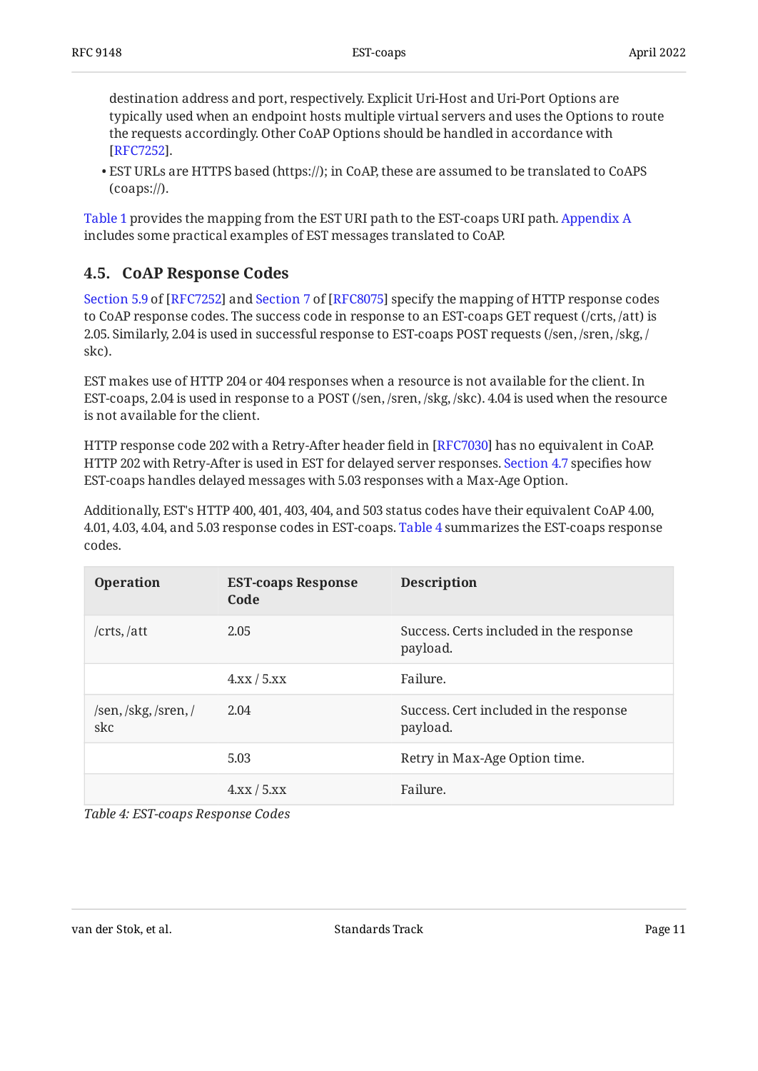destination address and port, respectively. Explicit Uri-Host and Uri-Port Options are typically used when an endpoint hosts multiple virtual servers and uses the Options to route the requests accordingly. Other CoAP Options should be handled in accordance with [RFC7252].

- EST URLs are HTTPS based (https://); in CoAP, these are assumed to be translated to CoAPS (coaps://).

Table 1 provides the mapping from the EST URI path to the EST-coaps URI path. Appendix A includes some practical examples of EST messages translated to CoAP.

## 4.5. CoAP Response Codes

Section 5.9 of [RFC7252] and Section 7 of [RFC8075] specify the mapping of HTTP response codes to CoAP response codes. The success code in response to an EST-coaps GET request (/crts, /att) is 2.05. Similarly, 2.04 is used in successful response to EST-coaps POST requests (/sen, /sren, /skg, /skc).

EST makes use of HTTP 204 or 404 responses when a resource is not available for the client. In EST-coaps, 2.04 is used in response to a POST (/sen, /sren, /skg, /skc). 4.04 is used when the resource is not available for the client.

HTTP response code 202 with a Retry-After header field in [RFC7030] has no equivalent in CoAP. HTTP 202 with Retry-After is used in EST for delayed server responses. Section 4.7 specifies how EST-coaps handles delayed messages with 5.03 responses with a Max-Age Option.

Additionally, EST's HTTP 400, 401, 403, 404, and 503 status codes have their equivalent CoAP 4.00, 4.01, 4.03, 4.04, and 5.03 response codes in EST-coaps. Table 4 summarizes the EST-coaps response codes.

| Operation | EST-coaps Response Code | Description |
|---|---|---|
| /crts, /att | 2.05 | Success. Certs included in the response payload. |
| | 4.xx / 5.xx | Failure. |
| /sen, /skg, /sren, /skc | 2.04 | Success. Cert included in the response payload. |
| | 5.03 | Retry in Max-Age Option time. |
| | 4.xx / 5.xx | Failure. |

*Table 4: EST-coaps Response Codes*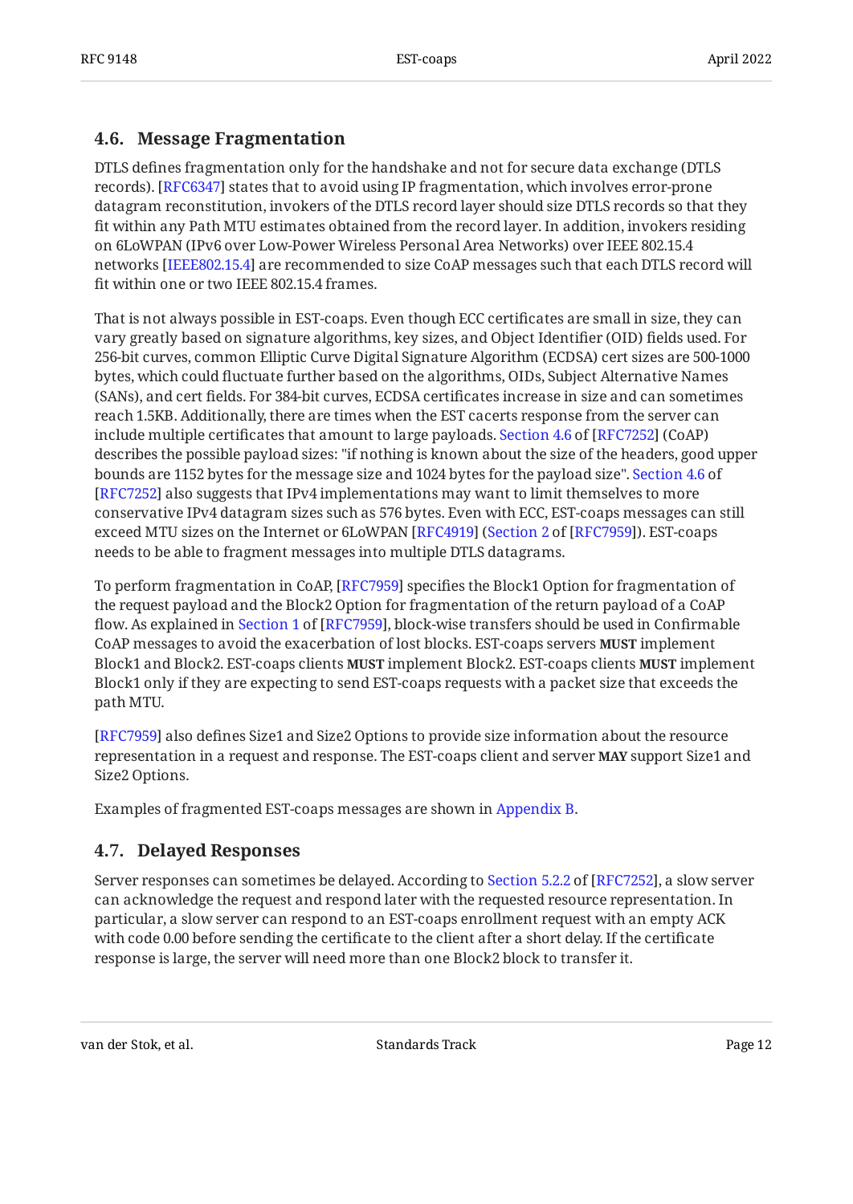### 4.6. Message Fragmentation

DTLS defines fragmentation only for the handshake and not for secure data exchange (DTLS records). [RFC6347] states that to avoid using IP fragmentation, which involves error-prone datagram reconstitution, invokers of the DTLS record layer should size DTLS records so that they fit within any Path MTU estimates obtained from the record layer. In addition, invokers residing on 6LoWPAN (IPv6 over Low-Power Wireless Personal Area Networks) over IEEE 802.15.4 networks [IEEE802.15.4] are recommended to size CoAP messages such that each DTLS record will fit within one or two IEEE 802.15.4 frames.

That is not always possible in EST-coaps. Even though ECC certificates are small in size, they can vary greatly based on signature algorithms, key sizes, and Object Identifier (OID) fields used. For 256-bit curves, common Elliptic Curve Digital Signature Algorithm (ECDSA) cert sizes are 500-1000 bytes, which could fluctuate further based on the algorithms, OIDs, Subject Alternative Names (SANs), and cert fields. For 384-bit curves, ECDSA certificates increase in size and can sometimes reach 1.5KB. Additionally, there are times when the EST cacerts response from the server can include multiple certificates that amount to large payloads. Section 4.6 of [RFC7252] (CoAP) describes the possible payload sizes: "if nothing is known about the size of the headers, good upper bounds are 1152 bytes for the message size and 1024 bytes for the payload size". Section 4.6 of [RFC7252] also suggests that IPv4 implementations may want to limit themselves to more conservative IPv4 datagram sizes such as 576 bytes. Even with ECC, EST-coaps messages can still exceed MTU sizes on the Internet or 6LoWPAN [RFC4919] (Section 2 of [RFC7959]). EST-coaps needs to be able to fragment messages into multiple DTLS datagrams.

To perform fragmentation in CoAP, [RFC7959] specifies the Block1 Option for fragmentation of the request payload and the Block2 Option for fragmentation of the return payload of a CoAP flow. As explained in Section 1 of [RFC7959], block-wise transfers should be used in Confirmable CoAP messages to avoid the exacerbation of lost blocks. EST-coaps servers **MUST** implement Block1 and Block2. EST-coaps clients **MUST** implement Block2. EST-coaps clients **MUST** implement Block1 only if they are expecting to send EST-coaps requests with a packet size that exceeds the path MTU.

[RFC7959] also defines Size1 and Size2 Options to provide size information about the resource representation in a request and response. The EST-coaps client and server **MAY** support Size1 and Size2 Options.

Examples of fragmented EST-coaps messages are shown in Appendix B.

### 4.7. Delayed Responses

Server responses can sometimes be delayed. According to Section 5.2.2 of [RFC7252], a slow server can acknowledge the request and respond later with the requested resource representation. In particular, a slow server can respond to an EST-coaps enrollment request with an empty ACK with code 0.00 before sending the certificate to the client after a short delay. If the certificate response is large, the server will need more than one Block2 block to transfer it.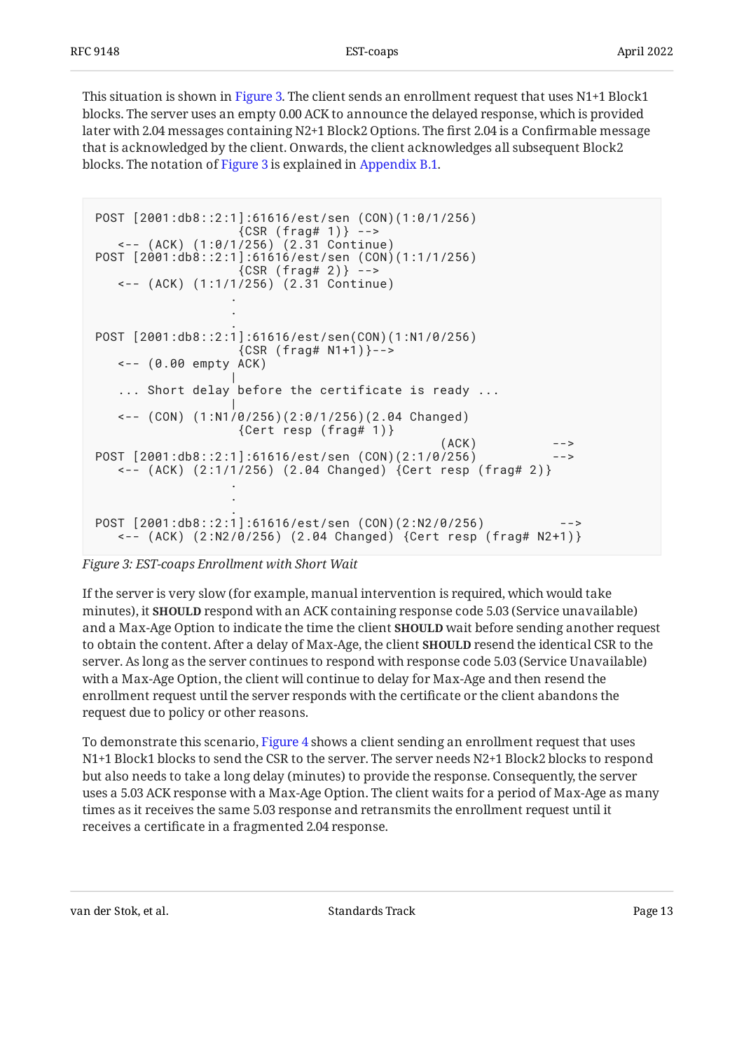This situation is shown in Figure 3. The client sends an enrollment request that uses N1+1 Block1 blocks. The server uses an empty 0.00 ACK to announce the delayed response, which is provided later with 2.04 messages containing N2+1 Block2 Options. The first 2.04 is a Confirmable message that is acknowledged by the client. Onwards, the client acknowledges all subsequent Block2 blocks. The notation of Figure 3 is explained in Appendix B.1.

```
POST [2001:db8::2:1]:61616/est/sen (CON)(1:0/1/256)
                   {CSR (frag# 1)} -->
   <-- (ACK) (1:0/1/256) (2.31 Continue)
POST [2001:db8::2:1]:61616/est/sen (CON)(1:1/1/256)
                   {CSR (frag# 2)} -->
   <-- (ACK) (1:1/1/256) (2.31 Continue)
                  .
                  .
                  .
POST [2001:db8::2:1]:61616/est/sen(CON)(1:N1/0/256)
                   {CSR (frag# N1+1)}-->
   <-- (0.00 empty ACK)
                  |
   ... Short delay before the certificate is ready ...
                  |
   <-- (CON) (1:N1/0/256)(2:0/1/256)(2.04 Changed)
                   {Cert resp (frag# 1)}
                                          (ACK)          -->
POST [2001:db8::2:1]:61616/est/sen (CON)(2:1/0/256)      -->
   <-- (ACK) (2:1/1/256) (2.04 Changed) {Cert resp (frag# 2)}
                  .
                  .
                  .
POST [2001:db8::2:1]:61616/est/sen (CON)(2:N2/0/256)          -->
   <-- (ACK) (2:N2/0/256) (2.04 Changed) {Cert resp (frag# N2+1)}
```

*Figure 3: EST-coaps Enrollment with Short Wait*

If the server is very slow (for example, manual intervention is required, which would take minutes), it **SHOULD** respond with an ACK containing response code 5.03 (Service unavailable) and a Max-Age Option to indicate the time the client **SHOULD** wait before sending another request to obtain the content. After a delay of Max-Age, the client **SHOULD** resend the identical CSR to the server. As long as the server continues to respond with response code 5.03 (Service Unavailable) with a Max-Age Option, the client will continue to delay for Max-Age and then resend the enrollment request until the server responds with the certificate or the client abandons the request due to policy or other reasons.

To demonstrate this scenario, Figure 4 shows a client sending an enrollment request that uses N1+1 Block1 blocks to send the CSR to the server. The server needs N2+1 Block2 blocks to respond but also needs to take a long delay (minutes) to provide the response. Consequently, the server uses a 5.03 ACK response with a Max-Age Option. The client waits for a period of Max-Age as many times as it receives the same 5.03 response and retransmits the enrollment request until it receives a certificate in a fragmented 2.04 response.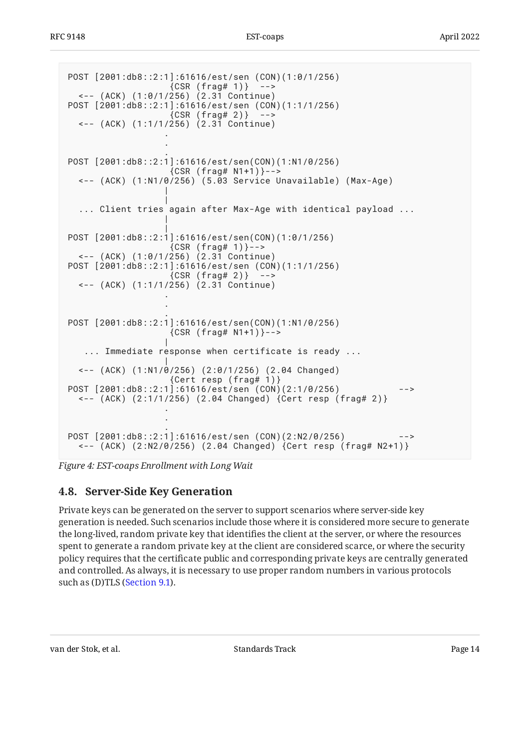```
POST [2001:db8::2:1]:61616/est/sen (CON)(1:0/1/256)
                   {CSR (frag# 1)}  -->
  <-- (ACK) (1:0/1/256) (2.31 Continue)
POST [2001:db8::2:1]:61616/est/sen (CON)(1:1/1/256)
                   {CSR (frag# 2)}  -->
  <-- (ACK) (1:1/1/256) (2.31 Continue)
                  .
                  .
                  .
POST [2001:db8::2:1]:61616/est/sen(CON)(1:N1/0/256)
                   {CSR (frag# N1+1)}-->
  <-- (ACK) (1:N1/0/256) (5.03 Service Unavailable) (Max-Age)
                  |
                  |
  ... Client tries again after Max-Age with identical payload ...
                  |
                  |
POST [2001:db8::2:1]:61616/est/sen(CON)(1:0/1/256)
                   {CSR (frag# 1)}-->
  <-- (ACK) (1:0/1/256) (2.31 Continue)
POST [2001:db8::2:1]:61616/est/sen (CON)(1:1/1/256)
                   {CSR (frag# 2)}  -->
  <-- (ACK) (1:1/1/256) (2.31 Continue)
                  .
                  .
                  .
POST [2001:db8::2:1]:61616/est/sen(CON)(1:N1/0/256)
                   {CSR (frag# N1+1)}-->
                  |
   ... Immediate response when certificate is ready ...
                  |
  <-- (ACK) (1:N1/0/256) (2:0/1/256) (2.04 Changed)
                   {Cert resp (frag# 1)}
POST [2001:db8::2:1]:61616/est/sen (CON)(2:1/0/256)           -->
  <-- (ACK) (2:1/1/256) (2.04 Changed) {Cert resp (frag# 2)}
                  .
                  .
                  .
POST [2001:db8::2:1]:61616/est/sen (CON)(2:N2/0/256)          -->
  <-- (ACK) (2:N2/0/256) (2.04 Changed) {Cert resp (frag# N2+1)}
```

*Figure 4: EST-coaps Enrollment with Long Wait*

### 4.8. Server-Side Key Generation

Private keys can be generated on the server to support scenarios where server-side key generation is needed. Such scenarios include those where it is considered more secure to generate the long-lived, random private key that identifies the client at the server, or where the resources spent to generate a random private key at the client are considered scarce, or where the security policy requires that the certificate public and corresponding private keys are centrally generated and controlled. As always, it is necessary to use proper random numbers in various protocols such as (D)TLS (Section 9.1).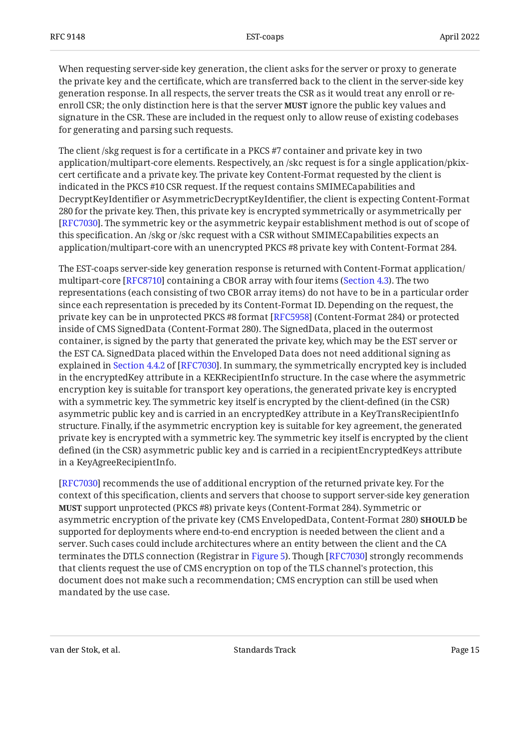When requesting server-side key generation, the client asks for the server or proxy to generate the private key and the certificate, which are transferred back to the client in the server-side key generation response. In all respects, the server treats the CSR as it would treat any enroll or re-enroll CSR; the only distinction here is that the server **MUST** ignore the public key values and signature in the CSR. These are included in the request only to allow reuse of existing codebases for generating and parsing such requests.

The client /skg request is for a certificate in a PKCS #7 container and private key in two application/multipart-core elements. Respectively, an /skc request is for a single application/pkix-cert certificate and a private key. The private key Content-Format requested by the client is indicated in the PKCS #10 CSR request. If the request contains SMIMECapabilities and DecryptKeyIdentifier or AsymmetricDecryptKeyIdentifier, the client is expecting Content-Format 280 for the private key. Then, this private key is encrypted symmetrically or asymmetrically per [RFC7030]. The symmetric key or the asymmetric keypair establishment method is out of scope of this specification. An /skg or /skc request with a CSR without SMIMECapabilities expects an application/multipart-core with an unencrypted PKCS #8 private key with Content-Format 284.

The EST-coaps server-side key generation response is returned with Content-Format application/multipart-core [RFC8710] containing a CBOR array with four items (Section 4.3). The two representations (each consisting of two CBOR array items) do not have to be in a particular order since each representation is preceded by its Content-Format ID. Depending on the request, the private key can be in unprotected PKCS #8 format [RFC5958] (Content-Format 284) or protected inside of CMS SignedData (Content-Format 280). The SignedData, placed in the outermost container, is signed by the party that generated the private key, which may be the EST server or the EST CA. SignedData placed within the Enveloped Data does not need additional signing as explained in Section 4.4.2 of [RFC7030]. In summary, the symmetrically encrypted key is included in the encryptedKey attribute in a KEKRecipientInfo structure. In the case where the asymmetric encryption key is suitable for transport key operations, the generated private key is encrypted with a symmetric key. The symmetric key itself is encrypted by the client-defined (in the CSR) asymmetric public key and is carried in an encryptedKey attribute in a KeyTransRecipientInfo structure. Finally, if the asymmetric encryption key is suitable for key agreement, the generated private key is encrypted with a symmetric key. The symmetric key itself is encrypted by the client defined (in the CSR) asymmetric public key and is carried in a recipientEncryptedKeys attribute in a KeyAgreeRecipientInfo.

[RFC7030] recommends the use of additional encryption of the returned private key. For the context of this specification, clients and servers that choose to support server-side key generation **MUST** support unprotected (PKCS #8) private keys (Content-Format 284). Symmetric or asymmetric encryption of the private key (CMS EnvelopedData, Content-Format 280) **SHOULD** be supported for deployments where end-to-end encryption is needed between the client and a server. Such cases could include architectures where an entity between the client and the CA terminates the DTLS connection (Registrar in Figure 5). Though [RFC7030] strongly recommends that clients request the use of CMS encryption on top of the TLS channel's protection, this document does not make such a recommendation; CMS encryption can still be used when mandated by the use case.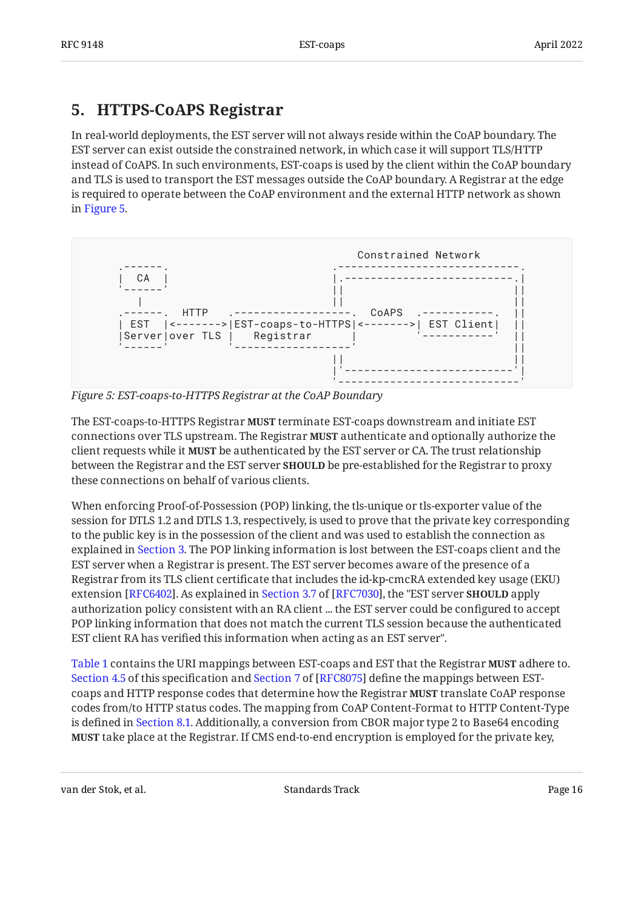## 5. HTTPS-CoAPS Registrar

In real-world deployments, the EST server will not always reside within the CoAP boundary. The EST server can exist outside the constrained network, in which case it will support TLS/HTTP instead of CoAPS. In such environments, EST-coaps is used by the client within the CoAP boundary and TLS is used to transport the EST messages outside the CoAP boundary. A Registrar at the edge is required to operate between the CoAP environment and the external HTTP network as shown in Figure 5.

```
                                           Constrained Network
   .------.                           .----------------------------.
   |  CA  |                           |.--------------------------.|
   '------'                           ||                          ||
      |                               ||                          ||
   .------.  HTTP   .-----------------.   CoAPS  .-----------.    ||
   | EST  |<------->|EST-coaps-to-HTTPS|<------->| EST Client|    ||
   |Server|over TLS |   Registrar      |          '-----------'    ||
   '------'         '-----------------'                           ||
                                      ||                          ||
                                      |'--------------------------'|
                                      '----------------------------'
```

*Figure 5: EST-coaps-to-HTTPS Registrar at the CoAP Boundary*

The EST-coaps-to-HTTPS Registrar **MUST** terminate EST-coaps downstream and initiate EST connections over TLS upstream. The Registrar **MUST** authenticate and optionally authorize the client requests while it **MUST** be authenticated by the EST server or CA. The trust relationship between the Registrar and the EST server **SHOULD** be pre-established for the Registrar to proxy these connections on behalf of various clients.

When enforcing Proof-of-Possession (POP) linking, the tls-unique or tls-exporter value of the session for DTLS 1.2 and DTLS 1.3, respectively, is used to prove that the private key corresponding to the public key is in the possession of the client and was used to establish the connection as explained in Section 3. The POP linking information is lost between the EST-coaps client and the EST server when a Registrar is present. The EST server becomes aware of the presence of a Registrar from its TLS client certificate that includes the id-kp-cmcRA extended key usage (EKU) extension [RFC6402]. As explained in Section 3.7 of [RFC7030], the "EST server **SHOULD** apply authorization policy consistent with an RA client ... the EST server could be configured to accept POP linking information that does not match the current TLS session because the authenticated EST client RA has verified this information when acting as an EST server".

Table 1 contains the URI mappings between EST-coaps and EST that the Registrar **MUST** adhere to. Section 4.5 of this specification and Section 7 of [RFC8075] define the mappings between EST-coaps and HTTP response codes that determine how the Registrar **MUST** translate CoAP response codes from/to HTTP status codes. The mapping from CoAP Content-Format to HTTP Content-Type is defined in Section 8.1. Additionally, a conversion from CBOR major type 2 to Base64 encoding **MUST** take place at the Registrar. If CMS end-to-end encryption is employed for the private key,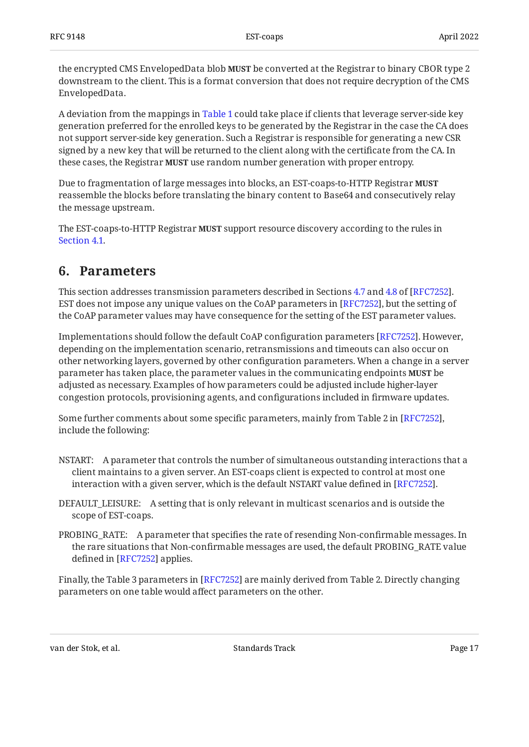the encrypted CMS EnvelopedData blob **MUST** be converted at the Registrar to binary CBOR type 2 downstream to the client. This is a format conversion that does not require decryption of the CMS EnvelopedData.

A deviation from the mappings in Table 1 could take place if clients that leverage server-side key generation preferred for the enrolled keys to be generated by the Registrar in the case the CA does not support server-side key generation. Such a Registrar is responsible for generating a new CSR signed by a new key that will be returned to the client along with the certificate from the CA. In these cases, the Registrar **MUST** use random number generation with proper entropy.

Due to fragmentation of large messages into blocks, an EST-coaps-to-HTTP Registrar **MUST** reassemble the blocks before translating the binary content to Base64 and consecutively relay the message upstream.

The EST-coaps-to-HTTP Registrar **MUST** support resource discovery according to the rules in Section 4.1.

## 6. Parameters

This section addresses transmission parameters described in Sections 4.7 and 4.8 of [RFC7252]. EST does not impose any unique values on the CoAP parameters in [RFC7252], but the setting of the CoAP parameter values may have consequence for the setting of the EST parameter values.

Implementations should follow the default CoAP configuration parameters [RFC7252]. However, depending on the implementation scenario, retransmissions and timeouts can also occur on other networking layers, governed by other configuration parameters. When a change in a server parameter has taken place, the parameter values in the communicating endpoints **MUST** be adjusted as necessary. Examples of how parameters could be adjusted include higher-layer congestion protocols, provisioning agents, and configurations included in firmware updates.

Some further comments about some specific parameters, mainly from Table 2 in [RFC7252], include the following:

NSTART: A parameter that controls the number of simultaneous outstanding interactions that a client maintains to a given server. An EST-coaps client is expected to control at most one interaction with a given server, which is the default NSTART value defined in [RFC7252].

DEFAULT_LEISURE: A setting that is only relevant in multicast scenarios and is outside the scope of EST-coaps.

PROBING_RATE: A parameter that specifies the rate of resending Non-confirmable messages. In the rare situations that Non-confirmable messages are used, the default PROBING_RATE value defined in [RFC7252] applies.

Finally, the Table 3 parameters in [RFC7252] are mainly derived from Table 2. Directly changing parameters on one table would affect parameters on the other.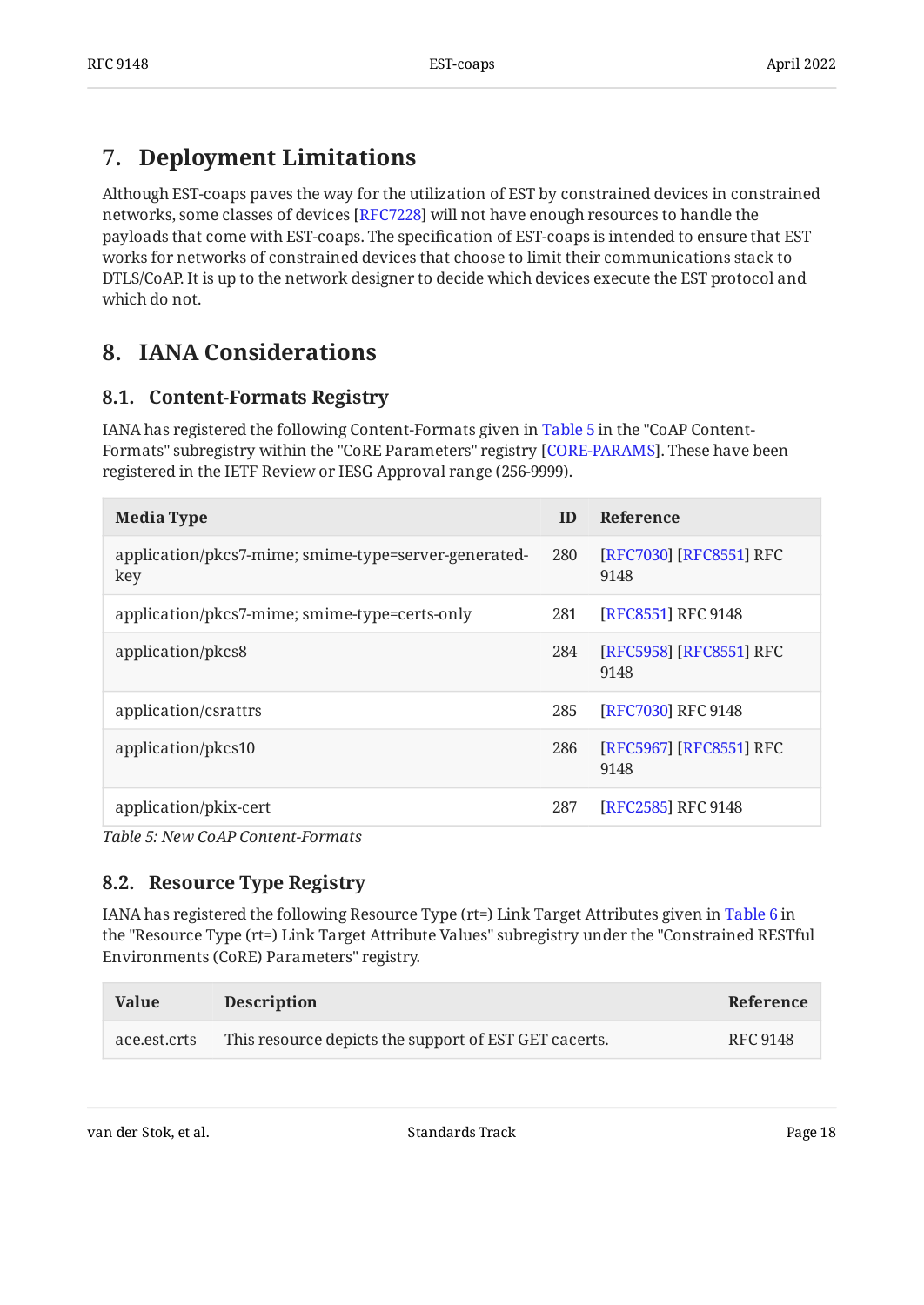## 7. Deployment Limitations

Although EST-coaps paves the way for the utilization of EST by constrained devices in constrained networks, some classes of devices [RFC7228] will not have enough resources to handle the payloads that come with EST-coaps. The specification of EST-coaps is intended to ensure that EST works for networks of constrained devices that choose to limit their communications stack to DTLS/CoAP. It is up to the network designer to decide which devices execute the EST protocol and which do not.

## 8. IANA Considerations

### 8.1. Content-Formats Registry

IANA has registered the following Content-Formats given in Table 5 in the "CoAP Content-Formats" subregistry within the "CoRE Parameters" registry [CORE-PARAMS]. These have been registered in the IETF Review or IESG Approval range (256-9999).

| Media Type | ID | Reference |
|---|---|---|
| application/pkcs7-mime; smime-type=server-generated-key | 280 | [RFC7030] [RFC8551] RFC 9148 |
| application/pkcs7-mime; smime-type=certs-only | 281 | [RFC8551] RFC 9148 |
| application/pkcs8 | 284 | [RFC5958] [RFC8551] RFC 9148 |
| application/csrattrs | 285 | [RFC7030] RFC 9148 |
| application/pkcs10 | 286 | [RFC5967] [RFC8551] RFC 9148 |
| application/pkix-cert | 287 | [RFC2585] RFC 9148 |

*Table 5: New CoAP Content-Formats*

### 8.2. Resource Type Registry

IANA has registered the following Resource Type (rt=) Link Target Attributes given in Table 6 in the "Resource Type (rt=) Link Target Attribute Values" subregistry under the "Constrained RESTful Environments (CoRE) Parameters" registry.

| Value | Description | Reference |
|---|---|---|
| ace.est.crts | This resource depicts the support of EST GET cacerts. | RFC 9148 |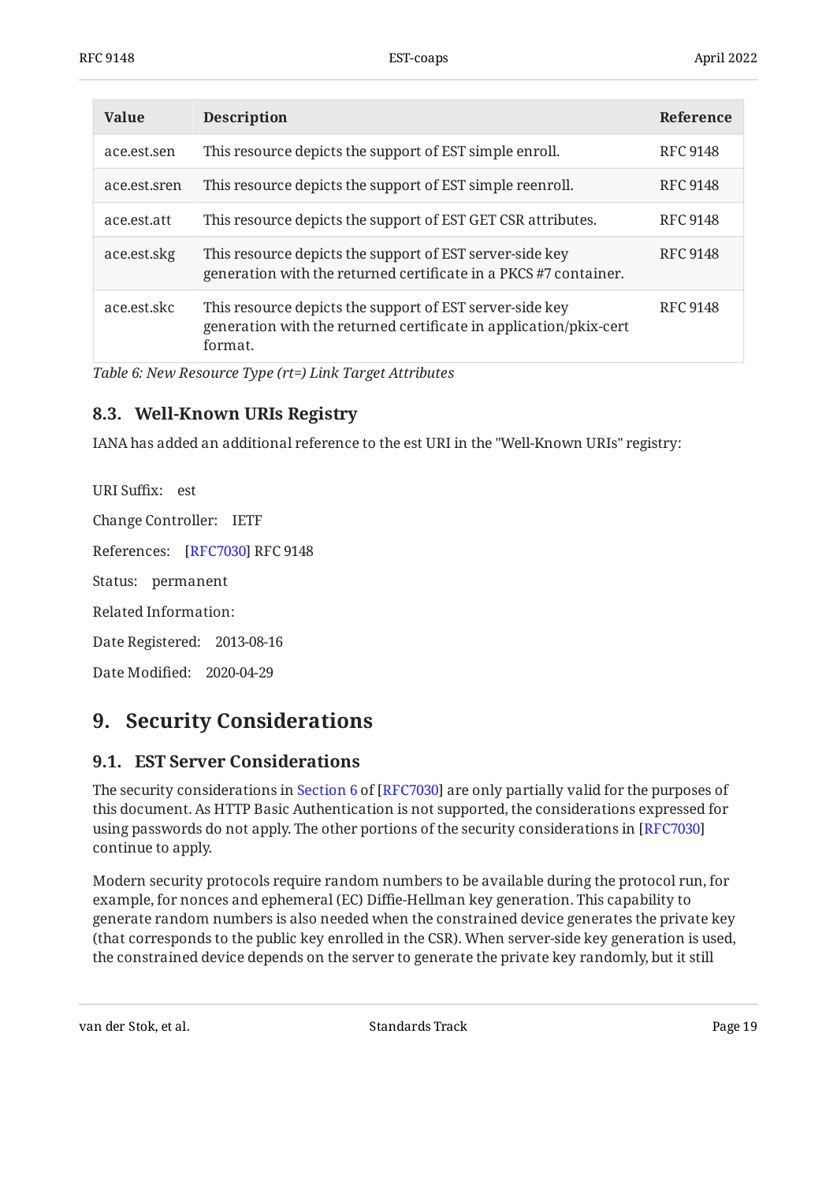| Value | Description | Reference |
|---|---|---|
| ace.est.sen | This resource depicts the support of EST simple enroll. | RFC 9148 |
| ace.est.sren | This resource depicts the support of EST simple reenroll. | RFC 9148 |
| ace.est.att | This resource depicts the support of EST GET CSR attributes. | RFC 9148 |
| ace.est.skg | This resource depicts the support of EST server-side key generation with the returned certificate in a PKCS #7 container. | RFC 9148 |
| ace.est.skc | This resource depicts the support of EST server-side key generation with the returned certificate in application/pkix-cert format. | RFC 9148 |

*Table 6: New Resource Type (rt=) Link Target Attributes*

### 8.3. Well-Known URIs Registry

IANA has added an additional reference to the est URI in the "Well-Known URIs" registry:

URI Suffix: est

Change Controller: IETF

References: [RFC7030] RFC 9148

Status: permanent

Related Information:

Date Registered: 2013-08-16

Date Modified: 2020-04-29

## 9. Security Considerations

### 9.1. EST Server Considerations

The security considerations in Section 6 of [RFC7030] are only partially valid for the purposes of this document. As HTTP Basic Authentication is not supported, the considerations expressed for using passwords do not apply. The other portions of the security considerations in [RFC7030] continue to apply.

Modern security protocols require random numbers to be available during the protocol run, for example, for nonces and ephemeral (EC) Diffie-Hellman key generation. This capability to generate random numbers is also needed when the constrained device generates the private key (that corresponds to the public key enrolled in the CSR). When server-side key generation is used, the constrained device depends on the server to generate the private key randomly, but it still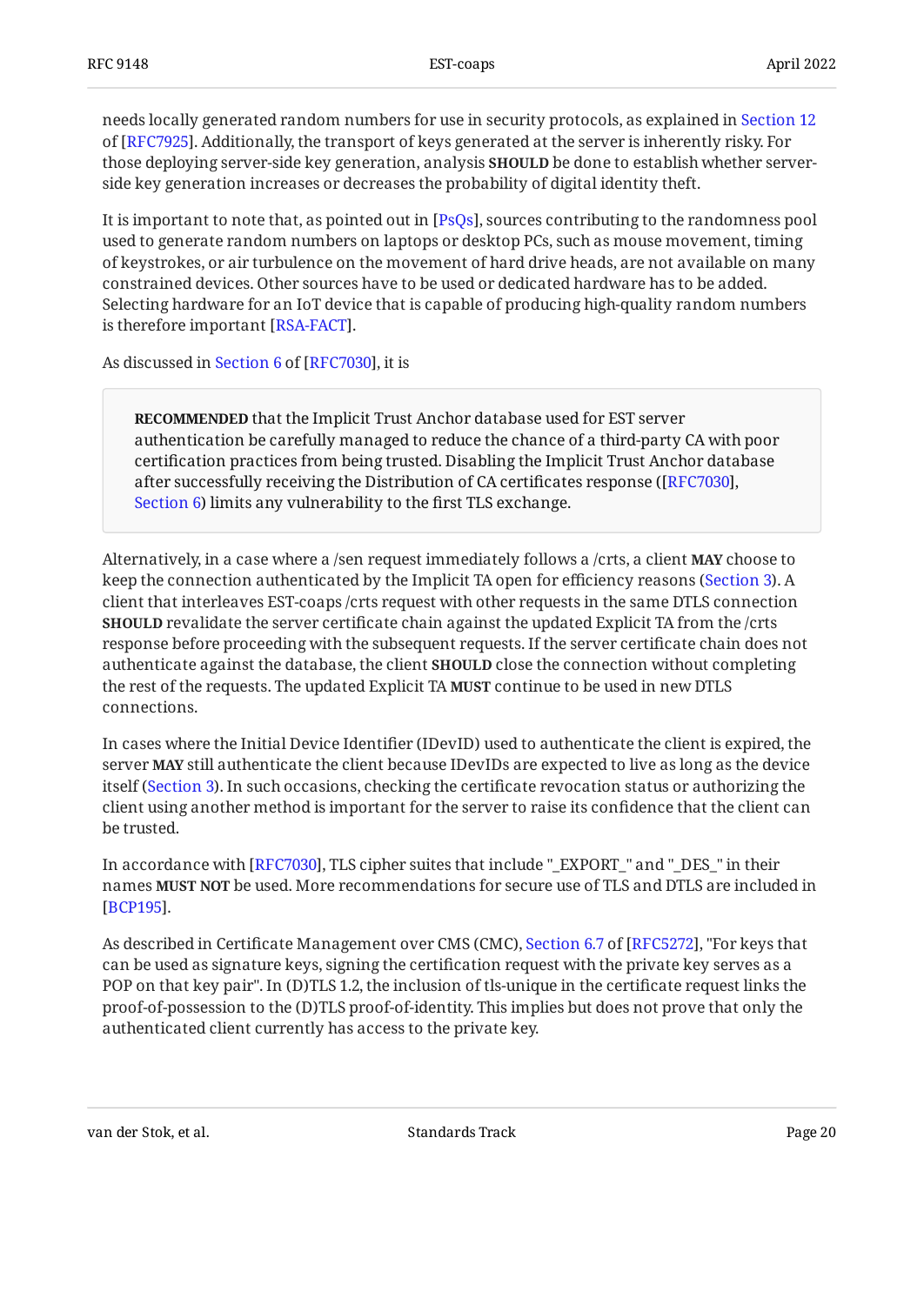needs locally generated random numbers for use in security protocols, as explained in Section 12 of [RFC7925]. Additionally, the transport of keys generated at the server is inherently risky. For those deploying server-side key generation, analysis **SHOULD** be done to establish whether server-side key generation increases or decreases the probability of digital identity theft.

It is important to note that, as pointed out in [PsQs], sources contributing to the randomness pool used to generate random numbers on laptops or desktop PCs, such as mouse movement, timing of keystrokes, or air turbulence on the movement of hard drive heads, are not available on many constrained devices. Other sources have to be used or dedicated hardware has to be added. Selecting hardware for an IoT device that is capable of producing high-quality random numbers is therefore important [RSA-FACT].

As discussed in Section 6 of [RFC7030], it is

> **RECOMMENDED** that the Implicit Trust Anchor database used for EST server authentication be carefully managed to reduce the chance of a third-party CA with poor certification practices from being trusted. Disabling the Implicit Trust Anchor database after successfully receiving the Distribution of CA certificates response ([RFC7030], Section 6) limits any vulnerability to the first TLS exchange.

Alternatively, in a case where a /sen request immediately follows a /crts, a client **MAY** choose to keep the connection authenticated by the Implicit TA open for efficiency reasons (Section 3). A client that interleaves EST-coaps /crts request with other requests in the same DTLS connection **SHOULD** revalidate the server certificate chain against the updated Explicit TA from the /crts response before proceeding with the subsequent requests. If the server certificate chain does not authenticate against the database, the client **SHOULD** close the connection without completing the rest of the requests. The updated Explicit TA **MUST** continue to be used in new DTLS connections.

In cases where the Initial Device Identifier (IDevID) used to authenticate the client is expired, the server **MAY** still authenticate the client because IDevIDs are expected to live as long as the device itself (Section 3). In such occasions, checking the certificate revocation status or authorizing the client using another method is important for the server to raise its confidence that the client can be trusted.

In accordance with [RFC7030], TLS cipher suites that include "_EXPORT_" and "_DES_" in their names **MUST NOT** be used. More recommendations for secure use of TLS and DTLS are included in [BCP195].

As described in Certificate Management over CMS (CMC), Section 6.7 of [RFC5272], "For keys that can be used as signature keys, signing the certification request with the private key serves as a POP on that key pair". In (D)TLS 1.2, the inclusion of tls-unique in the certificate request links the proof-of-possession to the (D)TLS proof-of-identity. This implies but does not prove that only the authenticated client currently has access to the private key.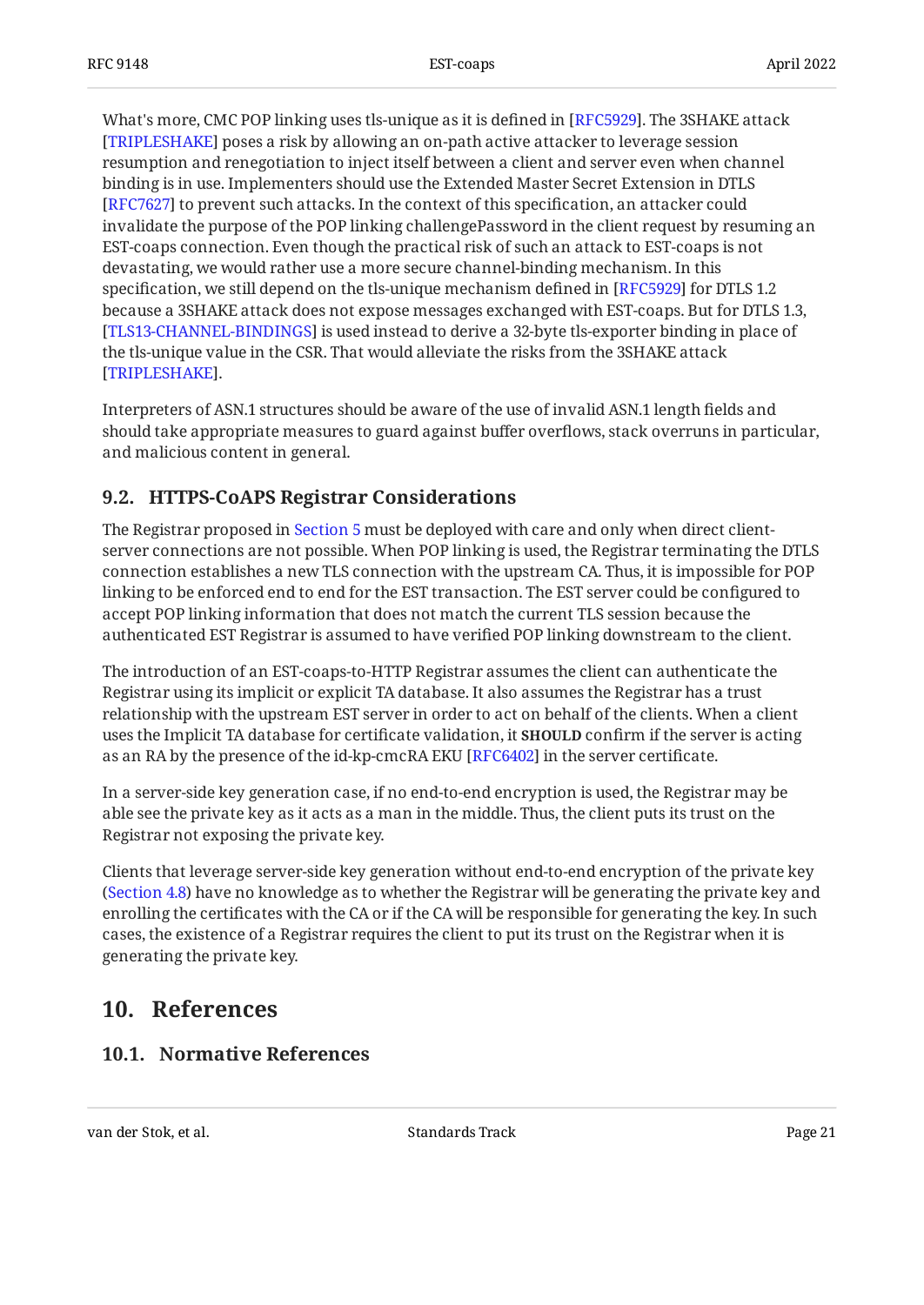What's more, CMC POP linking uses tls-unique as it is defined in [RFC5929]. The 3SHAKE attack [TRIPLESHAKE] poses a risk by allowing an on-path active attacker to leverage session resumption and renegotiation to inject itself between a client and server even when channel binding is in use. Implementers should use the Extended Master Secret Extension in DTLS [RFC7627] to prevent such attacks. In the context of this specification, an attacker could invalidate the purpose of the POP linking challengePassword in the client request by resuming an EST-coaps connection. Even though the practical risk of such an attack to EST-coaps is not devastating, we would rather use a more secure channel-binding mechanism. In this specification, we still depend on the tls-unique mechanism defined in [RFC5929] for DTLS 1.2 because a 3SHAKE attack does not expose messages exchanged with EST-coaps. But for DTLS 1.3, [TLS13-CHANNEL-BINDINGS] is used instead to derive a 32-byte tls-exporter binding in place of the tls-unique value in the CSR. That would alleviate the risks from the 3SHAKE attack [TRIPLESHAKE].

Interpreters of ASN.1 structures should be aware of the use of invalid ASN.1 length fields and should take appropriate measures to guard against buffer overflows, stack overruns in particular, and malicious content in general.

### 9.2. HTTPS-CoAPS Registrar Considerations

The Registrar proposed in Section 5 must be deployed with care and only when direct client-server connections are not possible. When POP linking is used, the Registrar terminating the DTLS connection establishes a new TLS connection with the upstream CA. Thus, it is impossible for POP linking to be enforced end to end for the EST transaction. The EST server could be configured to accept POP linking information that does not match the current TLS session because the authenticated EST Registrar is assumed to have verified POP linking downstream to the client.

The introduction of an EST-coaps-to-HTTP Registrar assumes the client can authenticate the Registrar using its implicit or explicit TA database. It also assumes the Registrar has a trust relationship with the upstream EST server in order to act on behalf of the clients. When a client uses the Implicit TA database for certificate validation, it **SHOULD** confirm if the server is acting as an RA by the presence of the id-kp-cmcRA EKU [RFC6402] in the server certificate.

In a server-side key generation case, if no end-to-end encryption is used, the Registrar may be able see the private key as it acts as a man in the middle. Thus, the client puts its trust on the Registrar not exposing the private key.

Clients that leverage server-side key generation without end-to-end encryption of the private key (Section 4.8) have no knowledge as to whether the Registrar will be generating the private key and enrolling the certificates with the CA or if the CA will be responsible for generating the key. In such cases, the existence of a Registrar requires the client to put its trust on the Registrar when it is generating the private key.

## 10. References

### 10.1. Normative References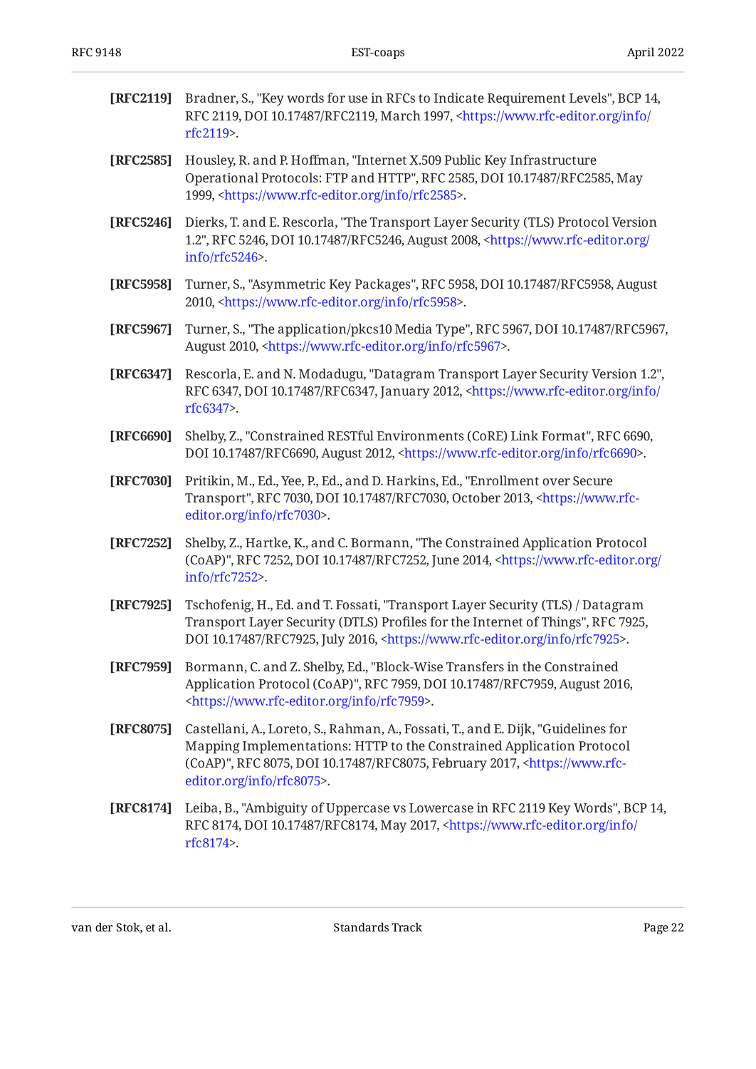**[RFC2119]** Bradner, S., "Key words for use in RFCs to Indicate Requirement Levels", BCP 14, RFC 2119, DOI 10.17487/RFC2119, March 1997, <https://www.rfc-editor.org/info/rfc2119>.

**[RFC2585]** Housley, R. and P. Hoffman, "Internet X.509 Public Key Infrastructure Operational Protocols: FTP and HTTP", RFC 2585, DOI 10.17487/RFC2585, May 1999, <https://www.rfc-editor.org/info/rfc2585>.

**[RFC5246]** Dierks, T. and E. Rescorla, "The Transport Layer Security (TLS) Protocol Version 1.2", RFC 5246, DOI 10.17487/RFC5246, August 2008, <https://www.rfc-editor.org/info/rfc5246>.

**[RFC5958]** Turner, S., "Asymmetric Key Packages", RFC 5958, DOI 10.17487/RFC5958, August 2010, <https://www.rfc-editor.org/info/rfc5958>.

**[RFC5967]** Turner, S., "The application/pkcs10 Media Type", RFC 5967, DOI 10.17487/RFC5967, August 2010, <https://www.rfc-editor.org/info/rfc5967>.

**[RFC6347]** Rescorla, E. and N. Modadugu, "Datagram Transport Layer Security Version 1.2", RFC 6347, DOI 10.17487/RFC6347, January 2012, <https://www.rfc-editor.org/info/rfc6347>.

**[RFC6690]** Shelby, Z., "Constrained RESTful Environments (CoRE) Link Format", RFC 6690, DOI 10.17487/RFC6690, August 2012, <https://www.rfc-editor.org/info/rfc6690>.

**[RFC7030]** Pritikin, M., Ed., Yee, P., Ed., and D. Harkins, Ed., "Enrollment over Secure Transport", RFC 7030, DOI 10.17487/RFC7030, October 2013, <https://www.rfc-editor.org/info/rfc7030>.

**[RFC7252]** Shelby, Z., Hartke, K., and C. Bormann, "The Constrained Application Protocol (CoAP)", RFC 7252, DOI 10.17487/RFC7252, June 2014, <https://www.rfc-editor.org/info/rfc7252>.

**[RFC7925]** Tschofenig, H., Ed. and T. Fossati, "Transport Layer Security (TLS) / Datagram Transport Layer Security (DTLS) Profiles for the Internet of Things", RFC 7925, DOI 10.17487/RFC7925, July 2016, <https://www.rfc-editor.org/info/rfc7925>.

**[RFC7959]** Bormann, C. and Z. Shelby, Ed., "Block-Wise Transfers in the Constrained Application Protocol (CoAP)", RFC 7959, DOI 10.17487/RFC7959, August 2016, <https://www.rfc-editor.org/info/rfc7959>.

**[RFC8075]** Castellani, A., Loreto, S., Rahman, A., Fossati, T., and E. Dijk, "Guidelines for Mapping Implementations: HTTP to the Constrained Application Protocol (CoAP)", RFC 8075, DOI 10.17487/RFC8075, February 2017, <https://www.rfc-editor.org/info/rfc8075>.

**[RFC8174]** Leiba, B., "Ambiguity of Uppercase vs Lowercase in RFC 2119 Key Words", BCP 14, RFC 8174, DOI 10.17487/RFC8174, May 2017, <https://www.rfc-editor.org/info/rfc8174>.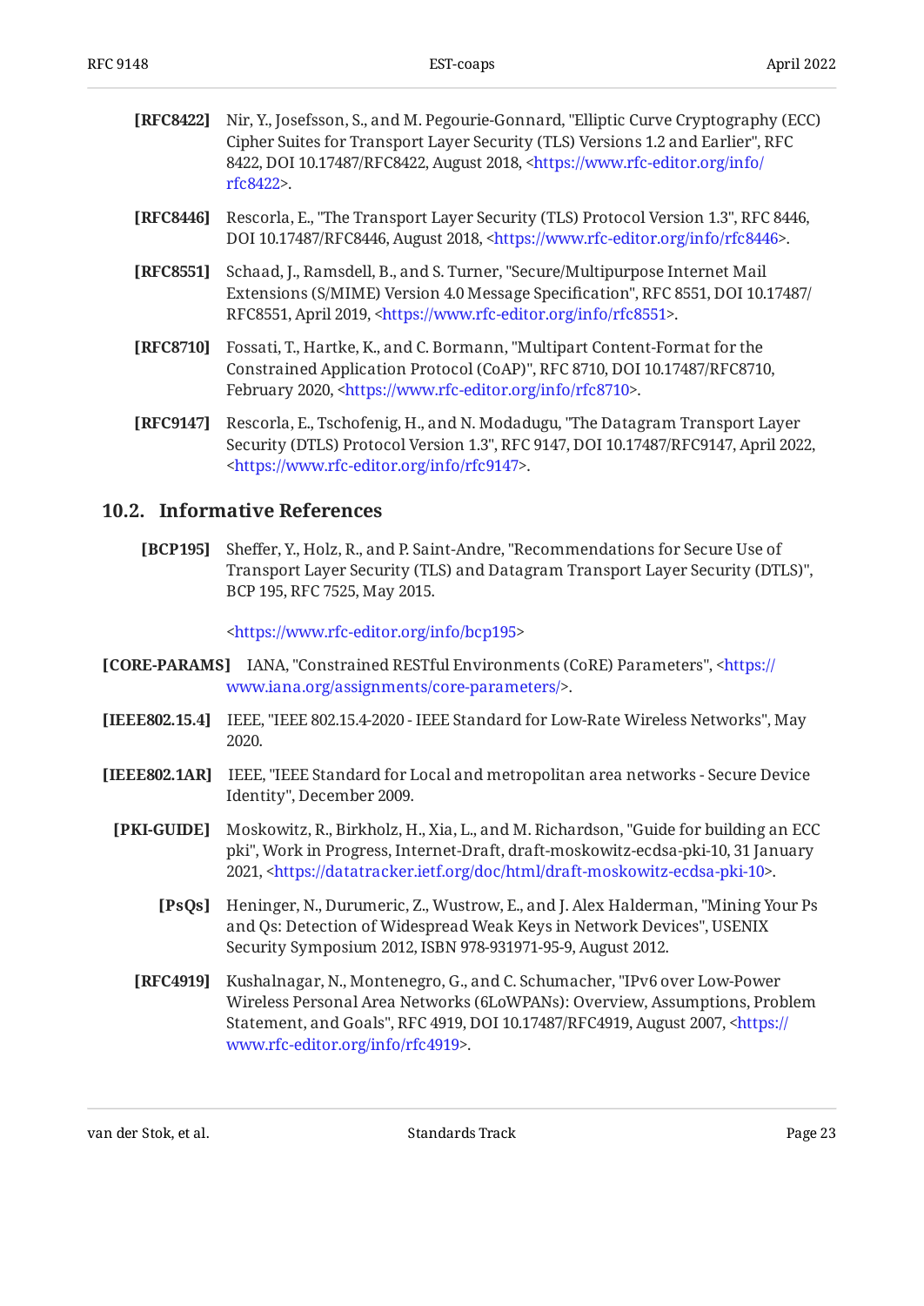**[RFC8422]** Nir, Y., Josefsson, S., and M. Pegourie-Gonnard, "Elliptic Curve Cryptography (ECC) Cipher Suites for Transport Layer Security (TLS) Versions 1.2 and Earlier", RFC 8422, DOI 10.17487/RFC8422, August 2018, <https://www.rfc-editor.org/info/rfc8422>.

**[RFC8446]** Rescorla, E., "The Transport Layer Security (TLS) Protocol Version 1.3", RFC 8446, DOI 10.17487/RFC8446, August 2018, <https://www.rfc-editor.org/info/rfc8446>.

**[RFC8551]** Schaad, J., Ramsdell, B., and S. Turner, "Secure/Multipurpose Internet Mail Extensions (S/MIME) Version 4.0 Message Specification", RFC 8551, DOI 10.17487/RFC8551, April 2019, <https://www.rfc-editor.org/info/rfc8551>.

**[RFC8710]** Fossati, T., Hartke, K., and C. Bormann, "Multipart Content-Format for the Constrained Application Protocol (CoAP)", RFC 8710, DOI 10.17487/RFC8710, February 2020, <https://www.rfc-editor.org/info/rfc8710>.

**[RFC9147]** Rescorla, E., Tschofenig, H., and N. Modadugu, "The Datagram Transport Layer Security (DTLS) Protocol Version 1.3", RFC 9147, DOI 10.17487/RFC9147, April 2022, <https://www.rfc-editor.org/info/rfc9147>.

## 10.2. Informative References

**[BCP195]** Sheffer, Y., Holz, R., and P. Saint-Andre, "Recommendations for Secure Use of Transport Layer Security (TLS) and Datagram Transport Layer Security (DTLS)", BCP 195, RFC 7525, May 2015.

<https://www.rfc-editor.org/info/bcp195>

**[CORE-PARAMS]** IANA, "Constrained RESTful Environments (CoRE) Parameters", <https://www.iana.org/assignments/core-parameters/>.

**[IEEE802.15.4]** IEEE, "IEEE 802.15.4-2020 - IEEE Standard for Low-Rate Wireless Networks", May 2020.

**[IEEE802.1AR]** IEEE, "IEEE Standard for Local and metropolitan area networks - Secure Device Identity", December 2009.

**[PKI-GUIDE]** Moskowitz, R., Birkholz, H., Xia, L., and M. Richardson, "Guide for building an ECC pki", Work in Progress, Internet-Draft, draft-moskowitz-ecdsa-pki-10, 31 January 2021, <https://datatracker.ietf.org/doc/html/draft-moskowitz-ecdsa-pki-10>.

**[PsQs]** Heninger, N., Durumeric, Z., Wustrow, E., and J. Alex Halderman, "Mining Your Ps and Qs: Detection of Widespread Weak Keys in Network Devices", USENIX Security Symposium 2012, ISBN 978-931971-95-9, August 2012.

**[RFC4919]** Kushalnagar, N., Montenegro, G., and C. Schumacher, "IPv6 over Low-Power Wireless Personal Area Networks (6LoWPANs): Overview, Assumptions, Problem Statement, and Goals", RFC 4919, DOI 10.17487/RFC4919, August 2007, <https://www.rfc-editor.org/info/rfc4919>.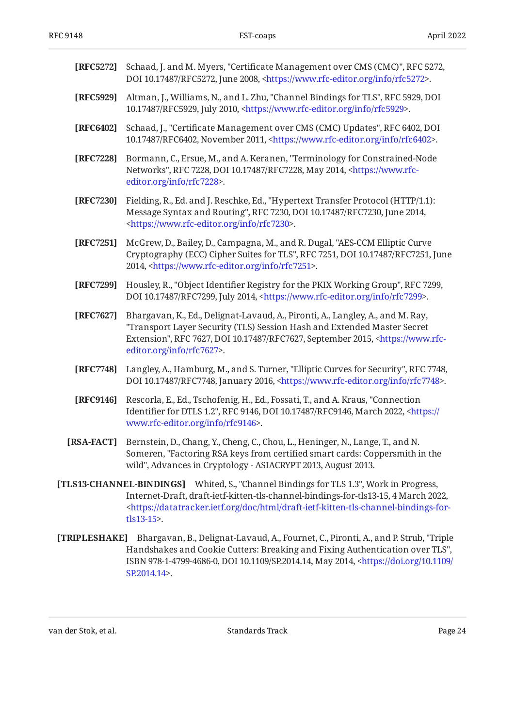**[RFC5272]** Schaad, J. and M. Myers, "Certificate Management over CMS (CMC)", RFC 5272, DOI 10.17487/RFC5272, June 2008, <https://www.rfc-editor.org/info/rfc5272>.

**[RFC5929]** Altman, J., Williams, N., and L. Zhu, "Channel Bindings for TLS", RFC 5929, DOI 10.17487/RFC5929, July 2010, <https://www.rfc-editor.org/info/rfc5929>.

**[RFC6402]** Schaad, J., "Certificate Management over CMS (CMC) Updates", RFC 6402, DOI 10.17487/RFC6402, November 2011, <https://www.rfc-editor.org/info/rfc6402>.

**[RFC7228]** Bormann, C., Ersue, M., and A. Keranen, "Terminology for Constrained-Node Networks", RFC 7228, DOI 10.17487/RFC7228, May 2014, <https://www.rfc-editor.org/info/rfc7228>.

**[RFC7230]** Fielding, R., Ed. and J. Reschke, Ed., "Hypertext Transfer Protocol (HTTP/1.1): Message Syntax and Routing", RFC 7230, DOI 10.17487/RFC7230, June 2014, <https://www.rfc-editor.org/info/rfc7230>.

**[RFC7251]** McGrew, D., Bailey, D., Campagna, M., and R. Dugal, "AES-CCM Elliptic Curve Cryptography (ECC) Cipher Suites for TLS", RFC 7251, DOI 10.17487/RFC7251, June 2014, <https://www.rfc-editor.org/info/rfc7251>.

**[RFC7299]** Housley, R., "Object Identifier Registry for the PKIX Working Group", RFC 7299, DOI 10.17487/RFC7299, July 2014, <https://www.rfc-editor.org/info/rfc7299>.

**[RFC7627]** Bhargavan, K., Ed., Delignat-Lavaud, A., Pironti, A., Langley, A., and M. Ray, "Transport Layer Security (TLS) Session Hash and Extended Master Secret Extension", RFC 7627, DOI 10.17487/RFC7627, September 2015, <https://www.rfc-editor.org/info/rfc7627>.

**[RFC7748]** Langley, A., Hamburg, M., and S. Turner, "Elliptic Curves for Security", RFC 7748, DOI 10.17487/RFC7748, January 2016, <https://www.rfc-editor.org/info/rfc7748>.

**[RFC9146]** Rescorla, E., Ed., Tschofenig, H., Ed., Fossati, T., and A. Kraus, "Connection Identifier for DTLS 1.2", RFC 9146, DOI 10.17487/RFC9146, March 2022, <https://www.rfc-editor.org/info/rfc9146>.

**[RSA-FACT]** Bernstein, D., Chang, Y., Cheng, C., Chou, L., Heninger, N., Lange, T., and N. Someren, "Factoring RSA keys from certified smart cards: Coppersmith in the wild", Advances in Cryptology - ASIACRYPT 2013, August 2013.

**[TLS13-CHANNEL-BINDINGS]** Whited, S., "Channel Bindings for TLS 1.3", Work in Progress, Internet-Draft, draft-ietf-kitten-tls-channel-bindings-for-tls13-15, 4 March 2022, <https://datatracker.ietf.org/doc/html/draft-ietf-kitten-tls-channel-bindings-for-tls13-15>.

**[TRIPLESHAKE]** Bhargavan, B., Delignat-Lavaud, A., Fournet, C., Pironti, A., and P. Strub, "Triple Handshakes and Cookie Cutters: Breaking and Fixing Authentication over TLS", ISBN 978-1-4799-4686-0, DOI 10.1109/SP.2014.14, May 2014, <https://doi.org/10.1109/SP.2014.14>.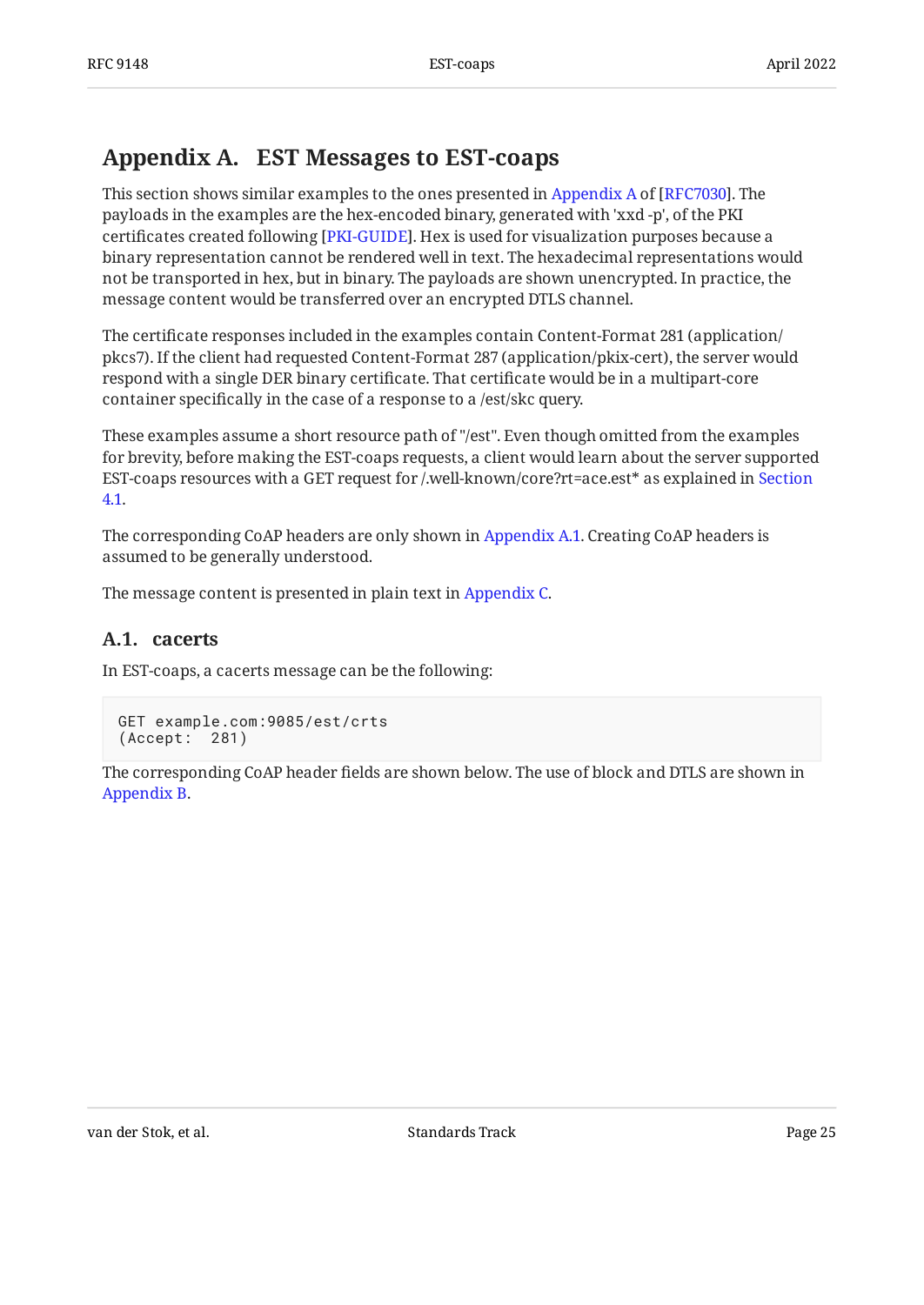# Appendix A. EST Messages to EST-coaps

This section shows similar examples to the ones presented in Appendix A of [RFC7030]. The payloads in the examples are the hex-encoded binary, generated with 'xxd -p', of the PKI certificates created following [PKI-GUIDE]. Hex is used for visualization purposes because a binary representation cannot be rendered well in text. The hexadecimal representations would not be transported in hex, but in binary. The payloads are shown unencrypted. In practice, the message content would be transferred over an encrypted DTLS channel.

The certificate responses included in the examples contain Content-Format 281 (application/pkcs7). If the client had requested Content-Format 287 (application/pkix-cert), the server would respond with a single DER binary certificate. That certificate would be in a multipart-core container specifically in the case of a response to a /est/skc query.

These examples assume a short resource path of "/est". Even though omitted from the examples for brevity, before making the EST-coaps requests, a client would learn about the server supported EST-coaps resources with a GET request for /.well-known/core?rt=ace.est* as explained in Section 4.1.

The corresponding CoAP headers are only shown in Appendix A.1. Creating CoAP headers is assumed to be generally understood.

The message content is presented in plain text in Appendix C.

## A.1. cacerts

In EST-coaps, a cacerts message can be the following:

```
GET example.com:9085/est/crts
(Accept:  281)
```

The corresponding CoAP header fields are shown below. The use of block and DTLS are shown in Appendix B.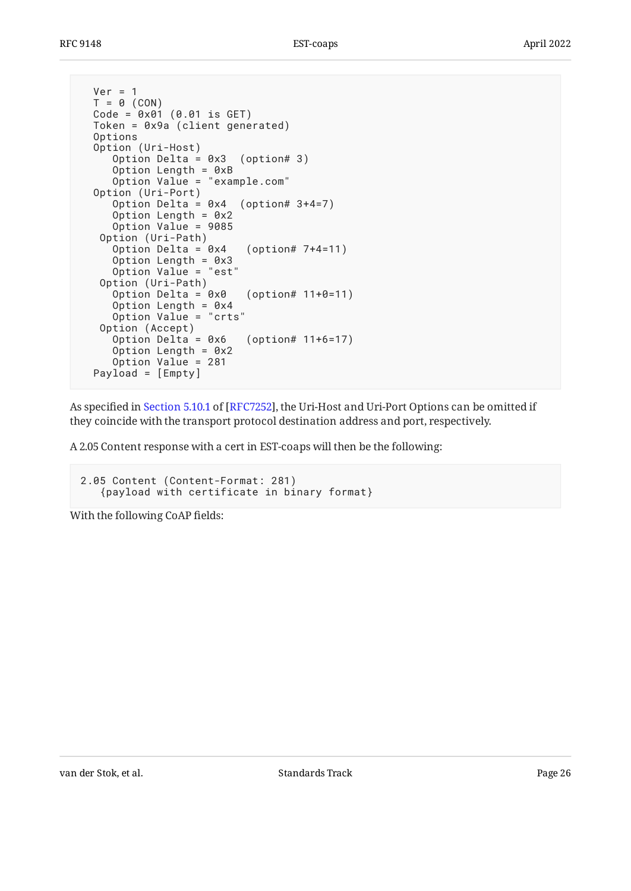```
Ver = 1
T = 0 (CON)
Code = 0x01 (0.01 is GET)
Token = 0x9a (client generated)
Options
Option (Uri-Host)
   Option Delta = 0x3  (option# 3)
   Option Length = 0xB
   Option Value = "example.com"
Option (Uri-Port)
   Option Delta = 0x4  (option# 3+4=7)
   Option Length = 0x2
   Option Value = 9085
 Option (Uri-Path)
   Option Delta = 0x4   (option# 7+4=11)
   Option Length = 0x3
   Option Value = "est"
 Option (Uri-Path)
   Option Delta = 0x0   (option# 11+0=11)
   Option Length = 0x4
   Option Value = "crts"
 Option (Accept)
   Option Delta = 0x6   (option# 11+6=17)
   Option Length = 0x2
   Option Value = 281
Payload = [Empty]
```

As specified in Section 5.10.1 of [RFC7252], the Uri-Host and Uri-Port Options can be omitted if they coincide with the transport protocol destination address and port, respectively.

A 2.05 Content response with a cert in EST-coaps will then be the following:

```
2.05 Content (Content-Format: 281)
   {payload with certificate in binary format}
```

With the following CoAP fields: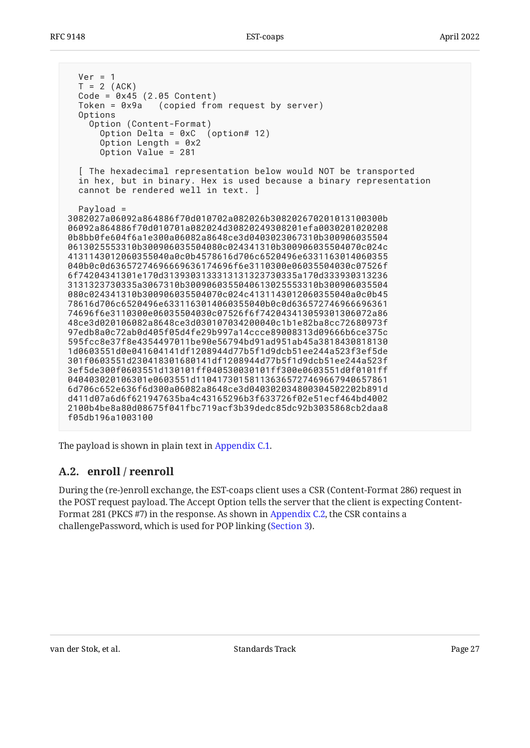```
   Ver = 1
   T = 2 (ACK)
   Code = 0x45 (2.05 Content)
   Token = 0x9a   (copied from request by server)
   Options
     Option (Content-Format)
       Option Delta = 0xC  (option# 12)
       Option Length = 0x2
       Option Value = 281

   [ The hexadecimal representation below would NOT be transported
   in hex, but in binary. Hex is used because a binary representation
   cannot be rendered well in text. ]

   Payload =
 3082027a06092a864886f70d010702a082026b308202670201013100300b
 06092a864886f70d010701a082024d30820249308201efa0030201020208
 0b8bb0fe604f6a1e300a06082a8648ce3d0403023067310b300906035504
 0613025553310b300906035504080c024341310b300906035504070c024c
 4131143012060355040a0c0b4578616d706c6520496e6331163014060355
 040b0c0d63657274696669636174696f6e3110300e06035504030c07526f
 6f74204341301e170d3139303133313131323730335a170d333930313236
 3131323730335a3067310b3009060355040613025553310b300906035504
 080c024341310b300906035504070c024c4131143012060355040a0c0b45
 78616d706c6520496e6331163014060355040b0c0d636572746966696361
 74696f6e3110300e06035504030c07526f6f742043413059301306072a86
 48ce3d020106082a8648ce3d030107034200040c1b1e82ba8cc72680973f
 97edb8a0c72ab0d405f05d4fe29b997a14ccce89008313d09666b6ce375c
 595fcc8e37f8e4354497011be90e56794bd91ad951ab45a3818430818130
 1d0603551d0e041604141df1208944d77b5f1d9dcb51ee244a523f3ef5de
 301f0603551d230418301680141df1208944d77b5f1d9dcb51ee244a523f
 3ef5de300f0603551d130101ff040530030101ff300e0603551d0f0101ff
 040403020106301e0603551d1104173015811363657274696679406578 61
 6d706c652e636f6d300a06082a8648ce3d0403020348003045022 02b891d
 d411d07a6d6f621947635ba4c43165296b3f633726f02e51ecf464bd4002
 2100b4be8a80d08675f041fbc719acf3b39dedc85dc92b3035868cb2daa8
 f05db196a1003100
```

The payload is shown in plain text in Appendix C.1.

## A.2. enroll / reenroll

During the (re-)enroll exchange, the EST-coaps client uses a CSR (Content-Format 286) request in the POST request payload. The Accept Option tells the server that the client is expecting Content-Format 281 (PKCS #7) in the response. As shown in Appendix C.2, the CSR contains a challengePassword, which is used for POP linking (Section 3).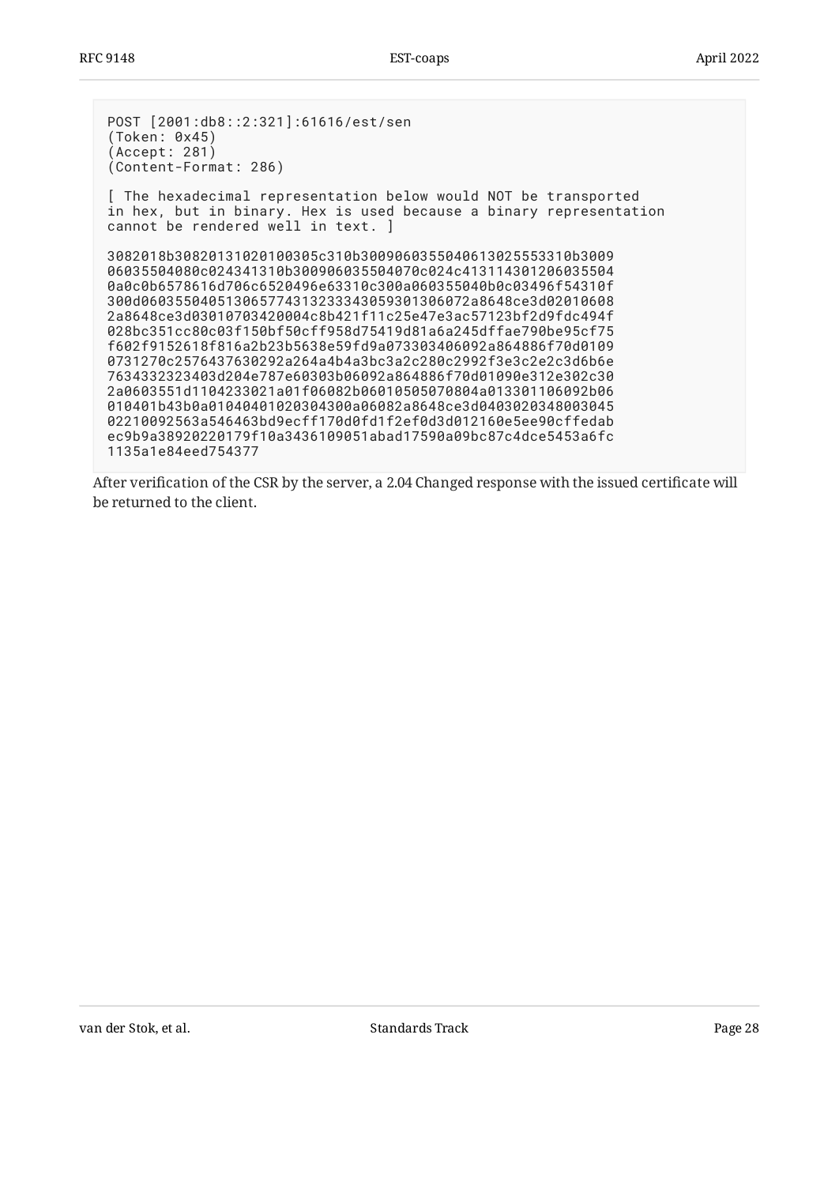```
POST [2001:db8::2:321]:61616/est/sen
(Token: 0x45)
(Accept: 281)
(Content-Format: 286)

[ The hexadecimal representation below would NOT be transported
in hex, but in binary. Hex is used because a binary representation
cannot be rendered well in text. ]

3082018b30820131020100305c310b3009060355040613025553310b3009
06035504080c024341310b300906035504070c024c413114301206035504
0a0c0b6578616d706c6520496e63310c300a060355040b0c03496f54310f
300d060355040513065774313233343059301306072a8648ce3d02010608
2a8648ce3d03010703420004c8b421f11c25e47e3ac57123bf2d9fdc494f
028bc351cc80c03f150bf50cff958d75419d81a6a245dffae790be95cf75
f602f9152618f816a2b23b5638e59fd9a073303406092a864886f70d0109
0731270c2576437630292a264a4b4a3bc3a2c280c2992f3e3c2e2c3d6b6e
7634332323403d204e787e60303b06092a864886f70d01090e312e302c30
2a0603551d1104233021a01f06082b06010505070804a013301106092b06
010401b43b0a01040401020304300a06082a8648ce3d0403020348003045
02210092563a546463bd9ecff170d0fd1f2ef0d3d012160e5ee90cffedab
ec9b9a38920220179f10a3436109051abad17590a09bc87c4dce5453a6fc
1135a1e84eed754377
```

After verification of the CSR by the server, a 2.04 Changed response with the issued certificate will be returned to the client.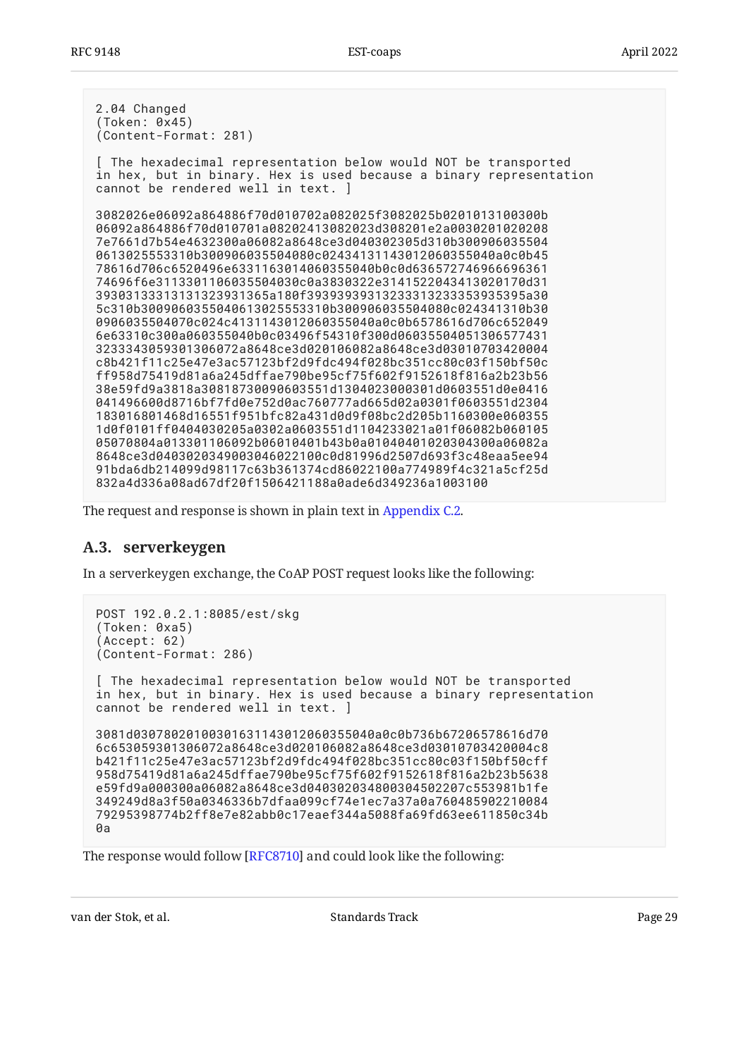```
2.04 Changed
(Token: 0x45)
(Content-Format: 281)

[ The hexadecimal representation below would NOT be transported
in hex, but in binary. Hex is used because a binary representation
cannot be rendered well in text. ]

3082026e06092a864886f70d010702a082025f3082025b0201013100300b
06092a864886f70d010701a08202413082023d308201e2a0030201020208
7e7661d7b54e4632300a06082a8648ce3d040302305d310b300906035504
0613025553310b300906035504080c024341311430120603550400a0c0b45
78616d706c6520496e6331163014060355040b0c0d636572746966696361
74696f6e311330110603550403oc0a3830322e3141522043413020170d31
393031333131313239313365a180f39393939313233313233353935395a30
5c310b3009060355040613025553310b300906035504080c024341310b30
0906035504070c024c4131143012060355040a0c0b6578616d706c652049
6e63310c300a060355040b0c03496f54310f300d060355040513065774 31
3233343059301306072a8648ce3d020106082a8648ce3d03010703420004
c8b421f11c25e47e3ac57123bf2d9fdc494f028bc351cc80c03f150bf50c
ff958d75419d81a6a245dffae790be95cf75f602f9152618f816a2b23b56
38e59fd9a3818a30818730090603551d1304023000301d0603551d0e0416
041496600d8716bf7fd0e752d0ac760777ad665d02a0301f0603551d2304
183016801468d16551f951bfc82a431d0d9f08bc2d205b1160300e060355
1d0f0101ff0404030205a0302a0603551d1104233021a01f06082b060105
05070804a013301106092b06010401b43b0a01040401020304300a06082a
8648ce3d0403020349003046022100c0d81996d2507d693f3c48eaa5ee94
91bda6db214099d98117c63b361374cd86022100a774989f4c321a5cf25d
832a4d336a08ad67df20f1506421188a0ade6d349236a1003100
```

The request and response is shown in plain text in Appendix C.2.

## A.3. serverkeygen

In a serverkeygen exchange, the CoAP POST request looks like the following:

```
POST 192.0.2.1:8085/est/skg
(Token: 0xa5)
(Accept: 62)
(Content-Format: 286)

[ The hexadecimal representation below would NOT be transported
in hex, but in binary. Hex is used because a binary representation
cannot be rendered well in text. ]

3081d03078020100301631143012060355040a0c0b736b67206578616d70
6c653059301306072a8648ce3d020106082a8648ce3d03010703420004c8
b421f11c25e47e3ac57123bf2d9fdc494f028bc351cc80c03f150bf50cff
958d75419d81a6a245dffae790be95cf75f602f9152618f816a2b23b5638
e59fd9a000300a06082a8648ce3d040302034800304502207c553981b1fe
349249d8a3f50a0346336b7dfaa099cf74e1ec7a37a0a760485902210084
79295398774b2ff8e7e82abb0c17eaef344a5088fa69fd63ee611850c34b
0a
```

The response would follow [RFC8710] and could look like the following: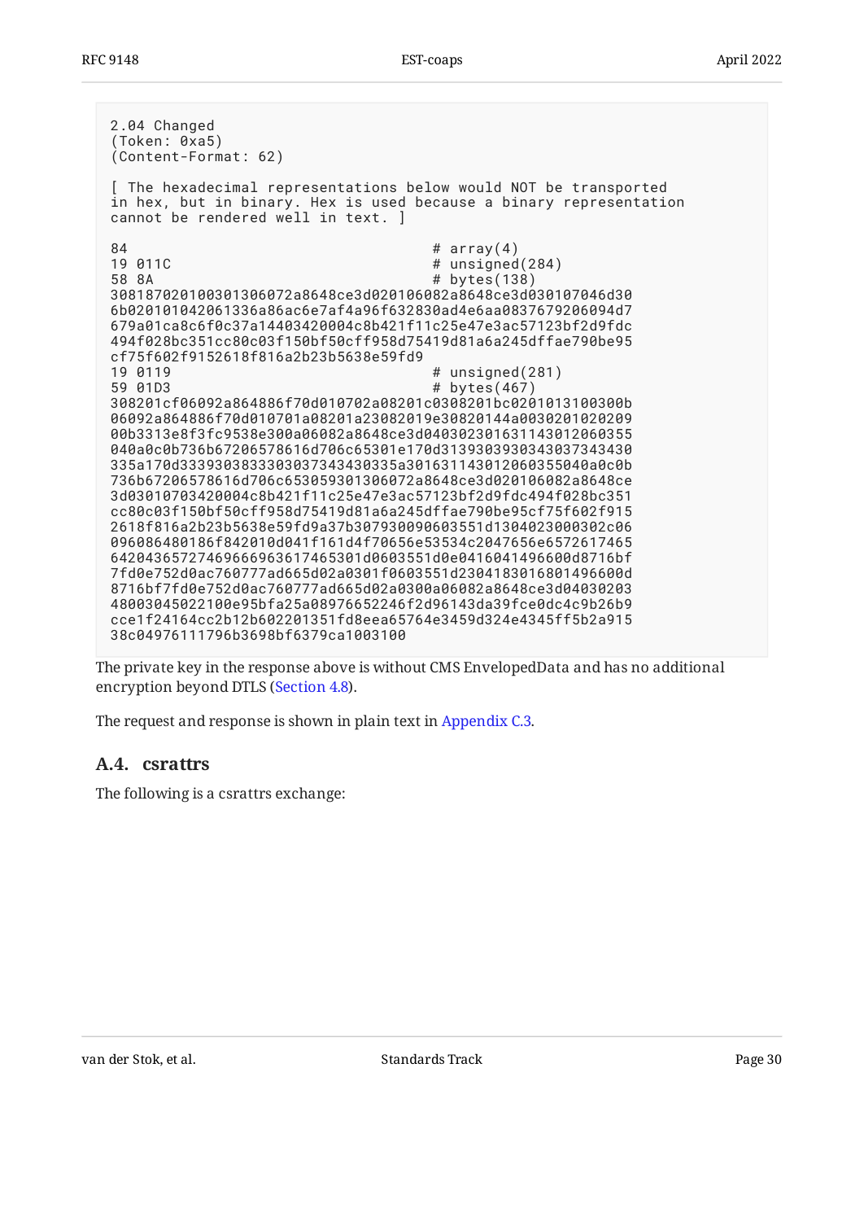```
2.04 Changed
(Token: 0xa5)
(Content-Format: 62)

[ The hexadecimal representations below would NOT be transported
in hex, but in binary. Hex is used because a binary representation
cannot be rendered well in text. ]

84                                    # array(4)
19 011C                               # unsigned(284)
58 8A                                 # bytes(138)
308187020100301306072a8648ce3d020106082a8648ce3d030107046d30
6b020101042061336a86ac6e7af4a96f632830ad4e6aa0837679206094d7
679a01ca8c6f0c37a14403420004c8b421f11c25e47e3ac57123bf2d9fdc
494f028bc351cc80c03f150bf50cff958d75419d81a6a245dffae790be95
cf75f602f9152618f816a2b23b5638e59fd9
19 0119                               # unsigned(281)
59 01D3                               # bytes(467)
308201cf06092a864886f70d010702a08201c0308201bc0201013100300b
06092a864886f70d010701a08201a23082019e30820144a0030201020209
00b3313e8f3fc9538e300a06082a8648ce3d040302301631143012060355
040a0c0b736b67206578616d706c65301e170d3139303930343037343430
335a170d3339303833303037343430335a301631143012060355040a0c0b
736b67206578616d706c653059301306072a8648ce3d020106082a8648ce
3d03010703420004c8b421f11c25e47e3ac57123bf2d9fdc494f028bc351
cc80c03f150bf50cff958d75419d81a6a245dffae790be95cf75f602f915
2618f816a2b23b5638e59fd9a37b307930090603551d1304023000302c06
096086480186f842010d041f161d4f70656e53534c2047656e6572617465
6420436572746966696361746530 1d0603551d0e0416041496600d8716bf
7fd0e752d0ac760777ad665d02a0301f0603551d2304183016801496600d
8716bf7fd0e752d0ac760777ad665d02a0300a06082a8648ce3d04030203
48003045022100e95bfa25a08976652246f2d96143da39fce0dc4c9b26b9
cce1f24164cc2b12b602201351fd8eea65764e3459d324e4345ff5b2a915
38c04976111796b3698bf6379ca1003100
```

The private key in the response above is without CMS EnvelopedData and has no additional encryption beyond DTLS (Section 4.8).

The request and response is shown in plain text in Appendix C.3.

## A.4. csrattrs

The following is a csrattrs exchange: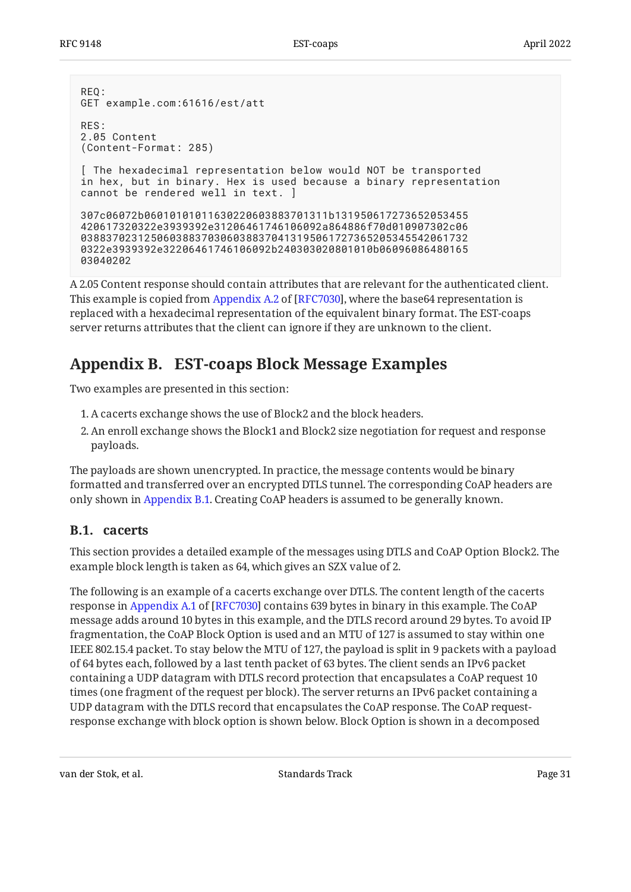```
REQ:
GET example.com:61616/est/att

RES:
2.05 Content
(Content-Format: 285)

[ The hexadecimal representation below would NOT be transported
in hex, but in binary. Hex is used because a binary representation
cannot be rendered well in text. ]

307c06072b06010101011630220603883701311b131950617273652053455
420617320322e3939392e31206461746106092a864886f70d010907302c06
038837023125060388370306038837041319506172736520534554206173
0322e3939392e32206461746106092b240303020801010b06096086480165
03040202
```

A 2.05 Content response should contain attributes that are relevant for the authenticated client. This example is copied from Appendix A.2 of [RFC7030], where the base64 representation is replaced with a hexadecimal representation of the equivalent binary format. The EST-coaps server returns attributes that the client can ignore if they are unknown to the client.

# Appendix B. EST-coaps Block Message Examples

Two examples are presented in this section:

1. A cacerts exchange shows the use of Block2 and the block headers.
2. An enroll exchange shows the Block1 and Block2 size negotiation for request and response payloads.

The payloads are shown unencrypted. In practice, the message contents would be binary formatted and transferred over an encrypted DTLS tunnel. The corresponding CoAP headers are only shown in Appendix B.1. Creating CoAP headers is assumed to be generally known.

## B.1. cacerts

This section provides a detailed example of the messages using DTLS and CoAP Option Block2. The example block length is taken as 64, which gives an SZX value of 2.

The following is an example of a cacerts exchange over DTLS. The content length of the cacerts response in Appendix A.1 of [RFC7030] contains 639 bytes in binary in this example. The CoAP message adds around 10 bytes in this example, and the DTLS record around 29 bytes. To avoid IP fragmentation, the CoAP Block Option is used and an MTU of 127 is assumed to stay within one IEEE 802.15.4 packet. To stay below the MTU of 127, the payload is split in 9 packets with a payload of 64 bytes each, followed by a last tenth packet of 63 bytes. The client sends an IPv6 packet containing a UDP datagram with DTLS record protection that encapsulates a CoAP request 10 times (one fragment of the request per block). The server returns an IPv6 packet containing a UDP datagram with the DTLS record that encapsulates the CoAP response. The CoAP request-response exchange with block option is shown below. Block Option is shown in a decomposed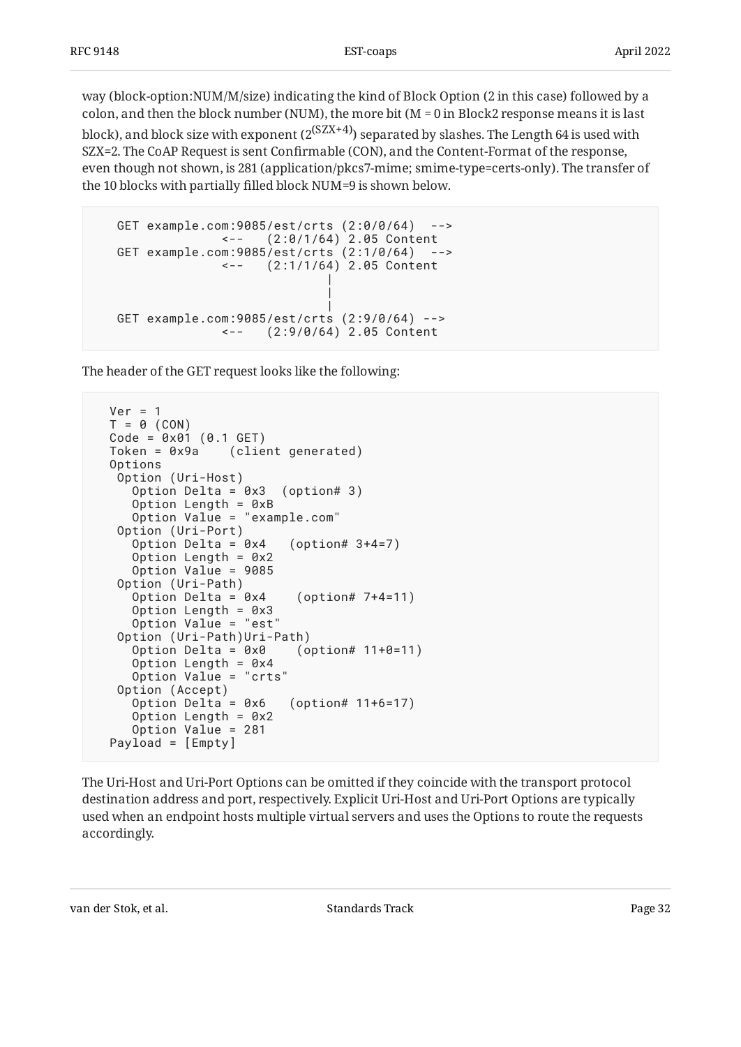way (block-option:NUM/M/size) indicating the kind of Block Option (2 in this case) followed by a colon, and then the block number (NUM), the more bit (M = 0 in Block2 response means it is last block), and block size with exponent ($2^{(SZX+4)}$) separated by slashes. The Length 64 is used with SZX=2. The CoAP Request is sent Confirmable (CON), and the Content-Format of the response, even though not shown, is 281 (application/pkcs7-mime; smime-type=certs-only). The transfer of the 10 blocks with partially filled block NUM=9 is shown below.

```
  GET example.com:9085/est/crts (2:0/0/64)  -->
              <--   (2:0/1/64) 2.05 Content
  GET example.com:9085/est/crts (2:1/0/64)  -->
              <--   (2:1/1/64) 2.05 Content
                               |
                               |
                               |
  GET example.com:9085/est/crts (2:9/0/64) -->
              <--   (2:9/0/64) 2.05 Content
```

The header of the GET request looks like the following:

```
Ver = 1
T = 0 (CON)
Code = 0x01 (0.1 GET)
Token = 0x9a    (client generated)
Options
 Option (Uri-Host)
   Option Delta = 0x3  (option# 3)
   Option Length = 0xB
   Option Value = "example.com"
 Option (Uri-Port)
   Option Delta = 0x4   (option# 3+4=7)
   Option Length = 0x2
   Option Value = 9085
 Option (Uri-Path)
   Option Delta = 0x4    (option# 7+4=11)
   Option Length = 0x3
   Option Value = "est"
 Option (Uri-Path)Uri-Path)
   Option Delta = 0x0    (option# 11+0=11)
   Option Length = 0x4
   Option Value = "crts"
 Option (Accept)
   Option Delta = 0x6   (option# 11+6=17)
   Option Length = 0x2
   Option Value = 281
Payload = [Empty]
```

The Uri-Host and Uri-Port Options can be omitted if they coincide with the transport protocol destination address and port, respectively. Explicit Uri-Host and Uri-Port Options are typically used when an endpoint hosts multiple virtual servers and uses the Options to route the requests accordingly.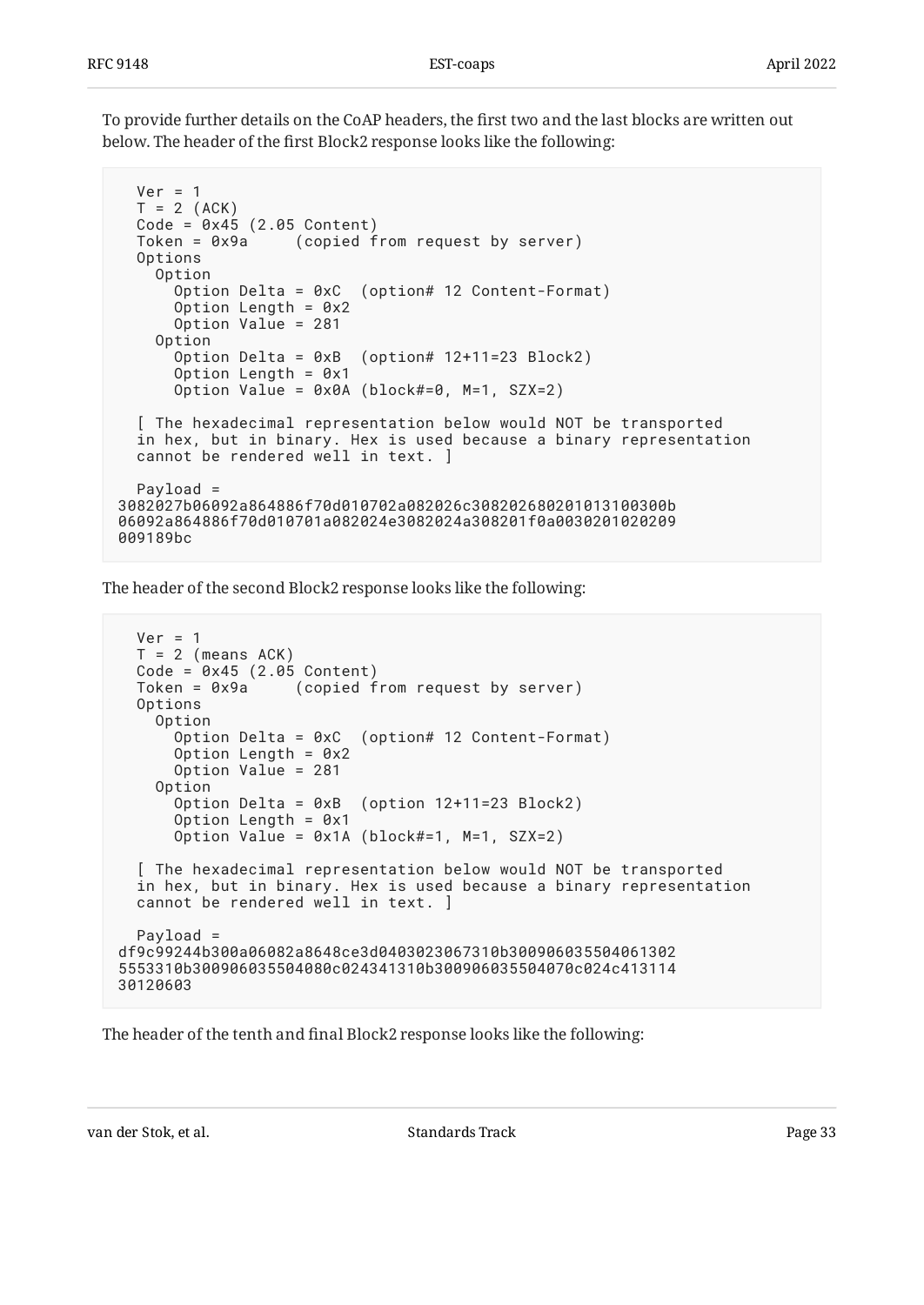To provide further details on the CoAP headers, the first two and the last blocks are written out below. The header of the first Block2 response looks like the following:

```
   Ver = 1
   T = 2 (ACK)
   Code = 0x45 (2.05 Content)
   Token = 0x9a     (copied from request by server)
   Options
     Option
       Option Delta = 0xC  (option# 12 Content-Format)
       Option Length = 0x2
       Option Value = 281
     Option
       Option Delta = 0xB  (option# 12+11=23 Block2)
       Option Length = 0x1
       Option Value = 0x0A (block#=0, M=1, SZX=2)

   [ The hexadecimal representation below would NOT be transported
   in hex, but in binary. Hex is used because a binary representation
   cannot be rendered well in text. ]

   Payload =
3082027b06092a864886f70d010702a082026c308202680201013100300b
06092a864886f70d010701a082024e3082024a308201f0a0030201020209
009189bc
```

The header of the second Block2 response looks like the following:

```
   Ver = 1
   T = 2 (means ACK)
   Code = 0x45 (2.05 Content)
   Token = 0x9a     (copied from request by server)
   Options
     Option
       Option Delta = 0xC  (option# 12 Content-Format)
       Option Length = 0x2
       Option Value = 281
     Option
       Option Delta = 0xB  (option 12+11=23 Block2)
       Option Length = 0x1
       Option Value = 0x1A (block#=1, M=1, SZX=2)

   [ The hexadecimal representation below would NOT be transported
   in hex, but in binary. Hex is used because a binary representation
   cannot be rendered well in text. ]

   Payload =
df9c99244b300a06082a8648ce3d0403023067310b300906035504061302
5553310b300906035504080c024341310b300906035504070c024c413114
30120603
```

The header of the tenth and final Block2 response looks like the following: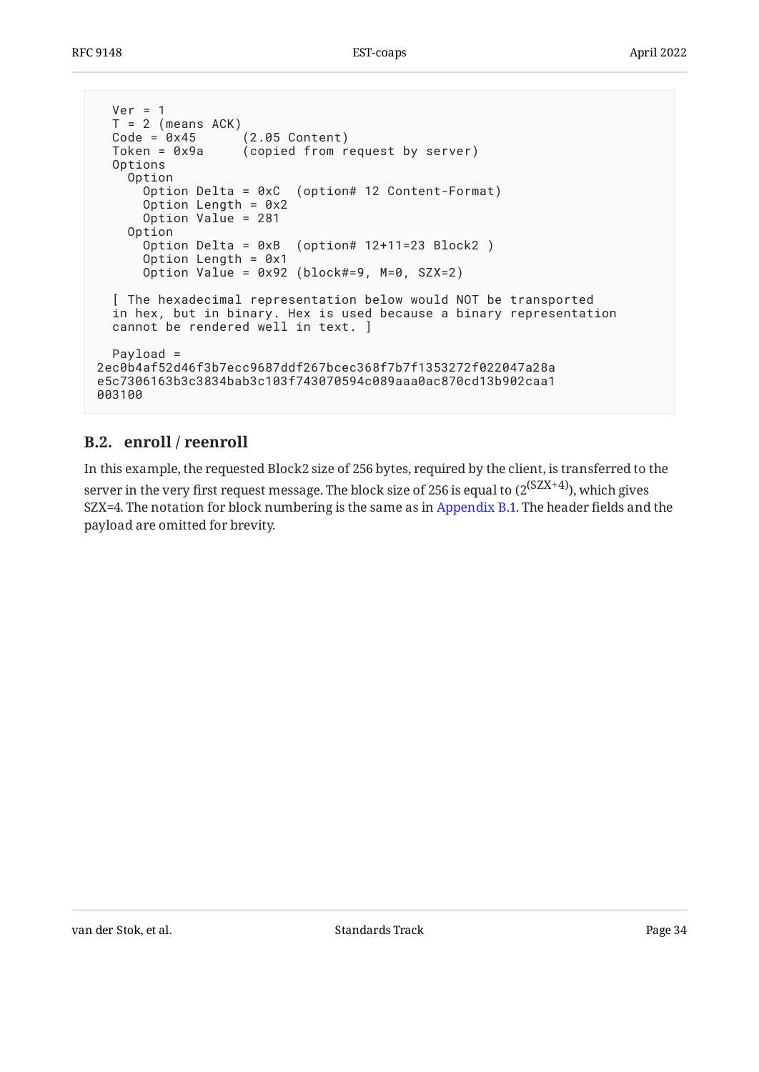```
   Ver = 1
   T = 2 (means ACK)
   Code = 0x45      (2.05 Content)
   Token = 0x9a     (copied from request by server)
   Options
     Option
       Option Delta = 0xC  (option# 12 Content-Format)
       Option Length = 0x2
       Option Value = 281
     Option
       Option Delta = 0xB  (option# 12+11=23 Block2 )
       Option Length = 0x1
       Option Value = 0x92 (block#=9, M=0, SZX=2)

   [ The hexadecimal representation below would NOT be transported
   in hex, but in binary. Hex is used because a binary representation
   cannot be rendered well in text. ]

   Payload =
 2ec0b4af52d46f3b7ecc9687ddf267bcec368f7b7f1353272f022047a28a
 e5c7306163b3c3834bab3c103f743070594c089aaa0ac870cd13b902caa1
 003100
```

## B.2. enroll / reenroll

In this example, the requested Block2 size of 256 bytes, required by the client, is transferred to the server in the very first request message. The block size of 256 is equal to ($2^{(SZX+4)}$), which gives SZX=4. The notation for block numbering is the same as in Appendix B.1. The header fields and the payload are omitted for brevity.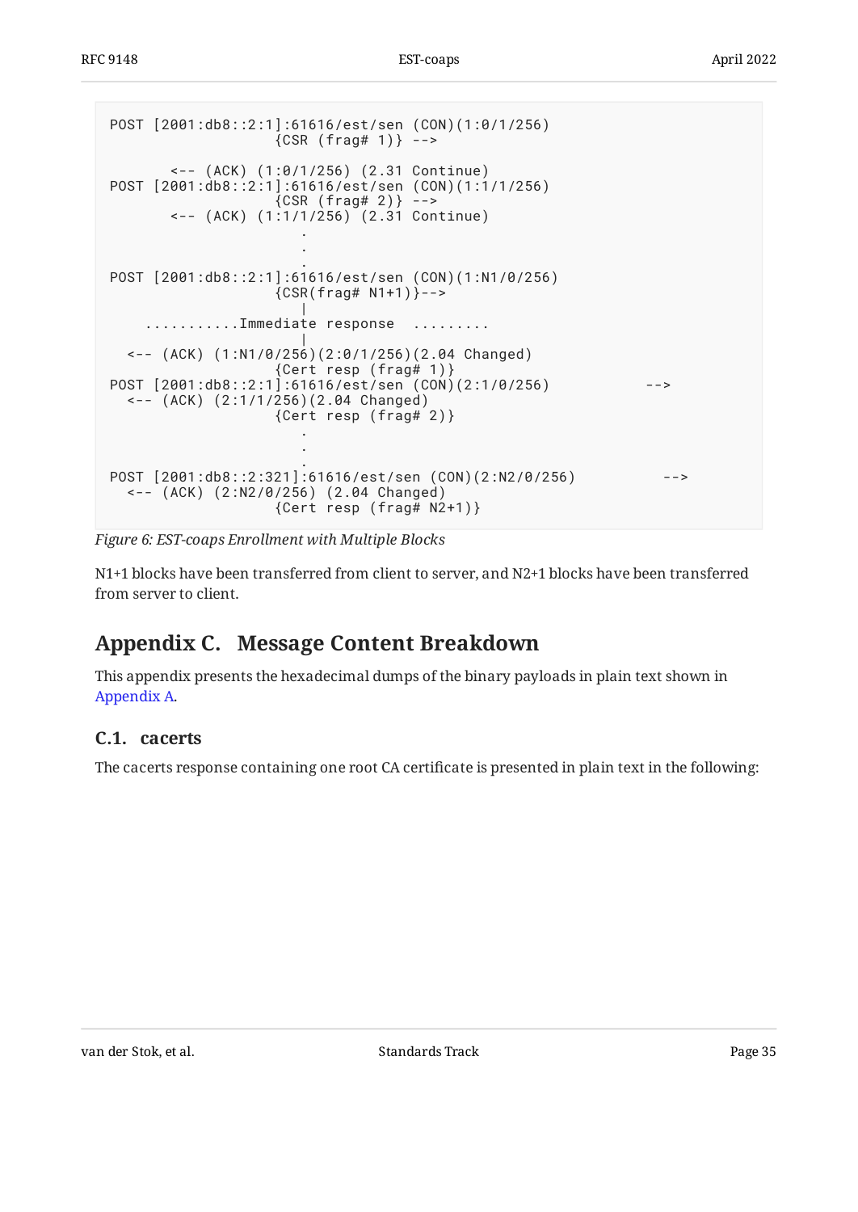```
POST [2001:db8::2:1]:61616/est/sen (CON)(1:0/1/256)
                    {CSR (frag# 1)} -->

       <-- (ACK) (1:0/1/256) (2.31 Continue)
POST [2001:db8::2:1]:61616/est/sen (CON)(1:1/1/256)
                    {CSR (frag# 2)} -->
       <-- (ACK) (1:1/1/256) (2.31 Continue)
                       .
                       .
                       .
POST [2001:db8::2:1]:61616/est/sen (CON)(1:N1/0/256)
                    {CSR(frag# N1+1)}-->
                       |
    ...........Immediate response  .........
                       |
  <-- (ACK) (1:N1/0/256)(2:0/1/256)(2.04 Changed)
                    {Cert resp (frag# 1)}
POST [2001:db8::2:1]:61616/est/sen (CON)(2:1/0/256)           -->
  <-- (ACK) (2:1/1/256)(2.04 Changed)
                    {Cert resp (frag# 2)}
                       .
                       .
                       .
POST [2001:db8::2:321]:61616/est/sen (CON)(2:N2/0/256)          -->
  <-- (ACK) (2:N2/0/256) (2.04 Changed)
                    {Cert resp (frag# N2+1)}
```

*Figure 6: EST-coaps Enrollment with Multiple Blocks*

N1+1 blocks have been transferred from client to server, and N2+1 blocks have been transferred from server to client.

## Appendix C. Message Content Breakdown

This appendix presents the hexadecimal dumps of the binary payloads in plain text shown in Appendix A.

### C.1. cacerts

The cacerts response containing one root CA certificate is presented in plain text in the following: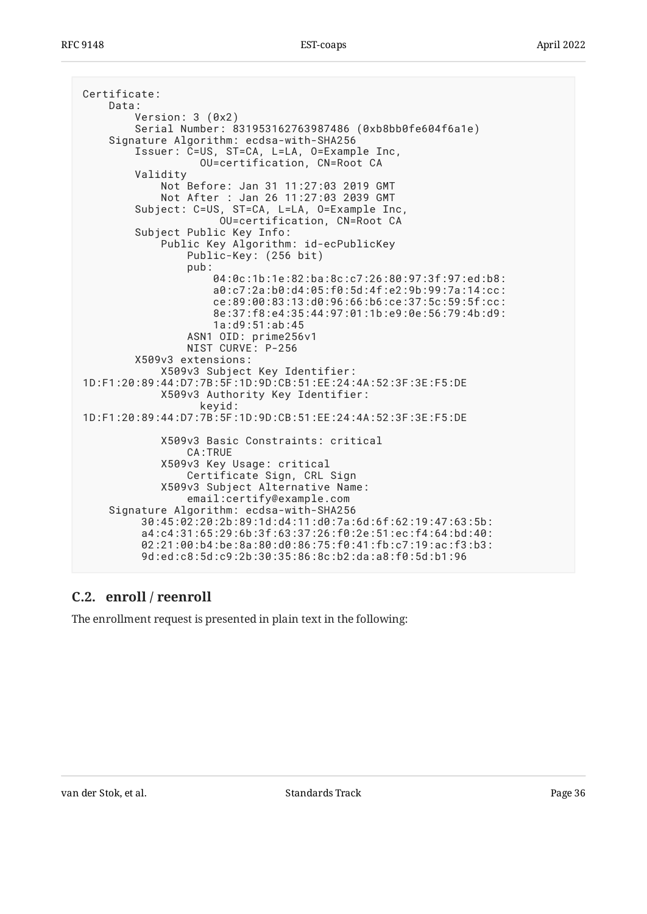```
Certificate:
    Data:
        Version: 3 (0x2)
        Serial Number: 831953162763987486 (0xb8bb0fe604f6a1e)
    Signature Algorithm: ecdsa-with-SHA256
        Issuer: C=US, ST=CA, L=LA, O=Example Inc,
                OU=certification, CN=Root CA
        Validity
            Not Before: Jan 31 11:27:03 2019 GMT
            Not After : Jan 26 11:27:03 2039 GMT
        Subject: C=US, ST=CA, L=LA, O=Example Inc,
                 OU=certification, CN=Root CA
        Subject Public Key Info:
            Public Key Algorithm: id-ecPublicKey
                Public-Key: (256 bit)
                pub:
                    04:0c:1b:1e:82:ba:8c:c7:26:80:97:3f:97:ed:b8:
                    a0:c7:2a:b0:d4:05:f0:5d:4f:e2:9b:99:7a:14:cc:
                    ce:89:00:83:13:d0:96:66:b6:ce:37:5c:59:5f:cc:
                    8e:37:f8:e4:35:44:97:01:1b:e9:0e:56:79:4b:d9:
                    1a:d9:51:ab:45
                ASN1 OID: prime256v1
                NIST CURVE: P-256
        X509v3 extensions:
            X509v3 Subject Key Identifier:
1D:F1:20:89:44:D7:7B:5F:1D:9D:CB:51:EE:24:4A:52:3F:3E:F5:DE
            X509v3 Authority Key Identifier:
                keyid:
1D:F1:20:89:44:D7:7B:5F:1D:9D:CB:51:EE:24:4A:52:3F:3E:F5:DE

            X509v3 Basic Constraints: critical
                CA:TRUE
            X509v3 Key Usage: critical
                Certificate Sign, CRL Sign
            X509v3 Subject Alternative Name:
                email:certify@example.com
    Signature Algorithm: ecdsa-with-SHA256
         30:45:02:20:2b:89:1d:d4:11:d0:7a:6d:6f:62:19:47:63:5b:
         a4:c4:31:65:29:6b:3f:63:37:26:f0:2e:51:ec:f4:64:bd:40:
         02:21:00:b4:be:8a:80:d0:86:75:f0:41:fb:c7:19:ac:f3:b3:
         9d:ed:c8:5d:c9:2b:30:35:86:8c:b2:da:a8:f0:5d:b1:96
```

## C.2. enroll / reenroll

The enrollment request is presented in plain text in the following: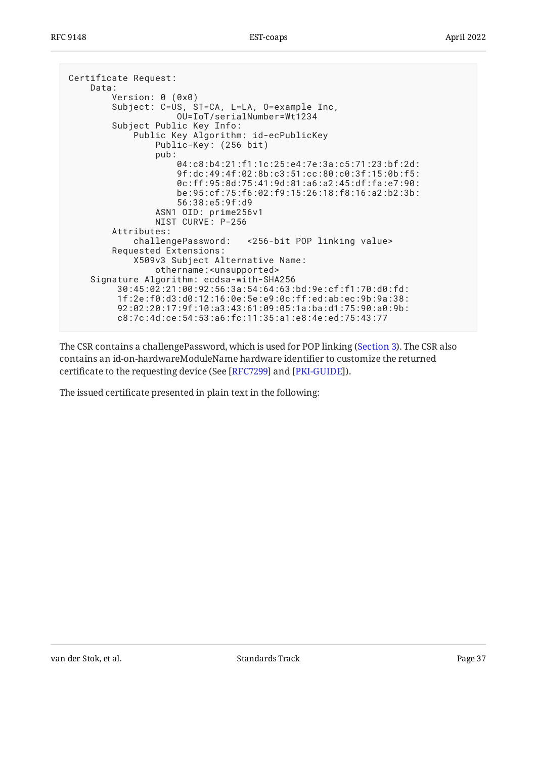```
Certificate Request:
    Data:
        Version: 0 (0x0)
        Subject: C=US, ST=CA, L=LA, O=example Inc,
                 OU=IoT/serialNumber=Wt1234
        Subject Public Key Info:
            Public Key Algorithm: id-ecPublicKey
                Public-Key: (256 bit)
                pub:
                    04:c8:b4:21:f1:1c:25:e4:7e:3a:c5:71:23:bf:2d:
                    9f:dc:49:4f:02:8b:c3:51:cc:80:c0:3f:15:0b:f5:
                    0c:ff:95:8d:75:41:9d:81:a6:a2:45:df:fa:e7:90:
                    be:95:cf:75:f6:02:f9:15:26:18:f8:16:a2:b2:3b:
                    56:38:e5:9f:d9
                ASN1 OID: prime256v1
                NIST CURVE: P-256
        Attributes:
            challengePassword:   <256-bit POP linking value>
        Requested Extensions:
            X509v3 Subject Alternative Name:
                othername:<unsupported>
    Signature Algorithm: ecdsa-with-SHA256
         30:45:02:21:00:92:56:3a:54:64:63:bd:9e:cf:f1:70:d0:fd:
         1f:2e:f0:d3:d0:12:16:0e:5e:e9:0c:ff:ed:ab:ec:9b:9a:38:
         92:02:20:17:9f:10:a3:43:61:09:05:1a:ba:d1:75:90:a0:9b:
         c8:7c:4d:ce:54:53:a6:fc:11:35:a1:e8:4e:ed:75:43:77
```

The CSR contains a challengePassword, which is used for POP linking (Section 3). The CSR also contains an id-on-hardwareModuleName hardware identifier to customize the returned certificate to the requesting device (See [RFC7299] and [PKI-GUIDE]).

The issued certificate presented in plain text in the following: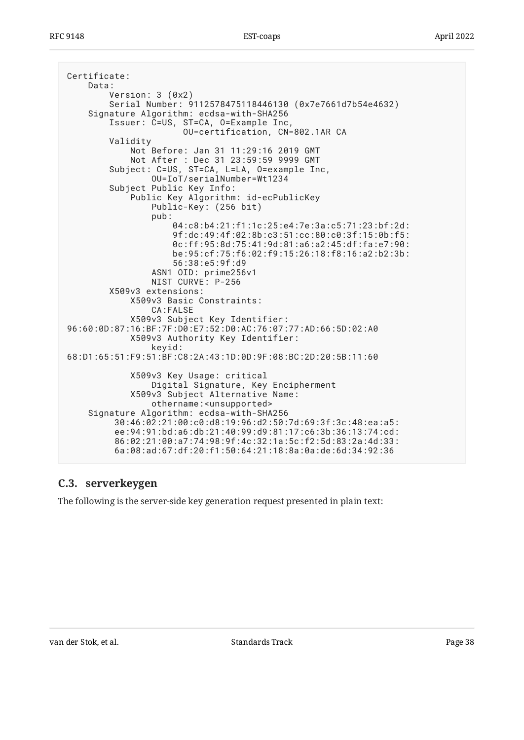```
Certificate:
    Data:
        Version: 3 (0x2)
        Serial Number: 9112578475118446130 (0x7e7661d7b54e4632)
    Signature Algorithm: ecdsa-with-SHA256
        Issuer: C=US, ST=CA, O=Example Inc,
                    OU=certification, CN=802.1AR CA
        Validity
            Not Before: Jan 31 11:29:16 2019 GMT
            Not After : Dec 31 23:59:59 9999 GMT
        Subject: C=US, ST=CA, L=LA, O=example Inc,
                OU=IoT/serialNumber=Wt1234
        Subject Public Key Info:
            Public Key Algorithm: id-ecPublicKey
                Public-Key: (256 bit)
                pub:
                    04:c8:b4:21:f1:1c:25:e4:7e:3a:c5:71:23:bf:2d:
                    9f:dc:49:4f:02:8b:c3:51:cc:80:c0:3f:15:0b:f5:
                    0c:ff:95:8d:75:41:9d:81:a6:a2:45:df:fa:e7:90:
                    be:95:cf:75:f6:02:f9:15:26:18:f8:16:a2:b2:3b:
                    56:38:e5:9f:d9
                ASN1 OID: prime256v1
                NIST CURVE: P-256
        X509v3 extensions:
            X509v3 Basic Constraints:
                CA:FALSE
            X509v3 Subject Key Identifier:
96:60:0D:87:16:BF:7F:D0:E7:52:D0:AC:76:07:77:AD:66:5D:02:A0
            X509v3 Authority Key Identifier:
                keyid:
68:D1:65:51:F9:51:BF:C8:2A:43:1D:0D:9F:08:BC:2D:20:5B:11:60

            X509v3 Key Usage: critical
                Digital Signature, Key Encipherment
            X509v3 Subject Alternative Name:
                othername:<unsupported>
    Signature Algorithm: ecdsa-with-SHA256
         30:46:02:21:00:c0:d8:19:96:d2:50:7d:69:3f:3c:48:ea:a5:
         ee:94:91:bd:a6:db:21:40:99:d9:81:17:c6:3b:36:13:74:cd:
         86:02:21:00:a7:74:98:9f:4c:32:1a:5c:f2:5d:83:2a:4d:33:
         6a:08:ad:67:df:20:f1:50:64:21:18:8a:0a:de:6d:34:92:36
```

## C.3. serverkeygen

The following is the server-side key generation request presented in plain text: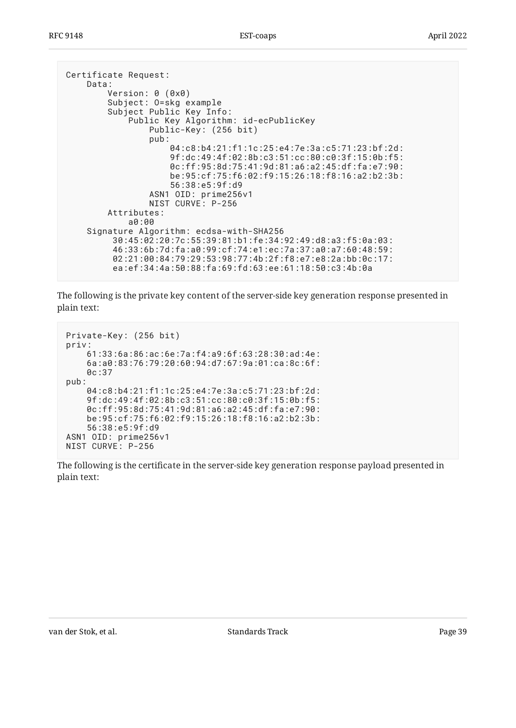```
Certificate Request:
    Data:
        Version: 0 (0x0)
        Subject: O=skg example
        Subject Public Key Info:
            Public Key Algorithm: id-ecPublicKey
                Public-Key: (256 bit)
                pub:
                    04:c8:b4:21:f1:1c:25:e4:7e:3a:c5:71:23:bf:2d:
                    9f:dc:49:4f:02:8b:c3:51:cc:80:c0:3f:15:0b:f5:
                    0c:ff:95:8d:75:41:9d:81:a6:a2:45:df:fa:e7:90:
                    be:95:cf:75:f6:02:f9:15:26:18:f8:16:a2:b2:3b:
                    56:38:e5:9f:d9
                ASN1 OID: prime256v1
                NIST CURVE: P-256
        Attributes:
            a0:00
    Signature Algorithm: ecdsa-with-SHA256
         30:45:02:20:7c:55:39:81:b1:fe:34:92:49:d8:a3:f5:0a:03:
         46:33:6b:7d:fa:a0:99:cf:74:e1:ec:7a:37:a0:a7:60:48:59:
         02:21:00:84:79:29:53:98:77:4b:2f:f8:e7:e8:2a:bb:0c:17:
         ea:ef:34:4a:50:88:fa:69:fd:63:ee:61:18:50:c3:4b:0a
```

The following is the private key content of the server-side key generation response presented in plain text:

```
Private-Key: (256 bit)
priv:
    61:33:6a:86:ac:6e:7a:f4:a9:6f:63:28:30:ad:4e:
    6a:a0:83:76:79:20:60:94:d7:67:9a:01:ca:8c:6f:
    0c:37
pub:
    04:c8:b4:21:f1:1c:25:e4:7e:3a:c5:71:23:bf:2d:
    9f:dc:49:4f:02:8b:c3:51:cc:80:c0:3f:15:0b:f5:
    0c:ff:95:8d:75:41:9d:81:a6:a2:45:df:fa:e7:90:
    be:95:cf:75:f6:02:f9:15:26:18:f8:16:a2:b2:3b:
    56:38:e5:9f:d9
ASN1 OID: prime256v1
NIST CURVE: P-256
```

The following is the certificate in the server-side key generation response payload presented in plain text: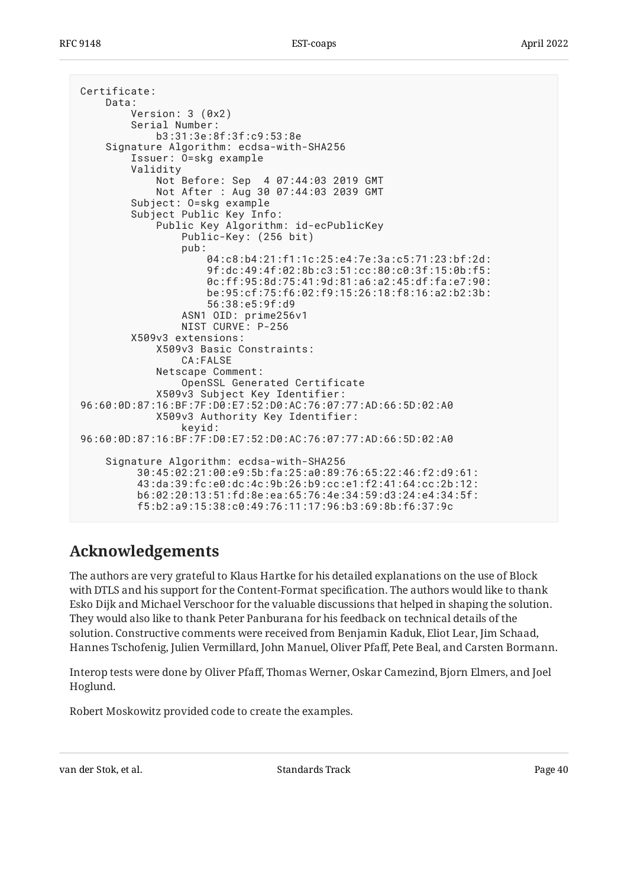```
Certificate:
    Data:
        Version: 3 (0x2)
        Serial Number:
            b3:31:3e:8f:3f:c9:53:8e
    Signature Algorithm: ecdsa-with-SHA256
        Issuer: O=skg example
        Validity
            Not Before: Sep  4 07:44:03 2019 GMT
            Not After : Aug 30 07:44:03 2039 GMT
        Subject: O=skg example
        Subject Public Key Info:
            Public Key Algorithm: id-ecPublicKey
                Public-Key: (256 bit)
                pub:
                    04:c8:b4:21:f1:1c:25:e4:7e:3a:c5:71:23:bf:2d:
                    9f:dc:49:4f:02:8b:c3:51:cc:80:c0:3f:15:0b:f5:
                    0c:ff:95:8d:75:41:9d:81:a6:a2:45:df:fa:e7:90:
                    be:95:cf:75:f6:02:f9:15:26:18:f8:16:a2:b2:3b:
                    56:38:e5:9f:d9
                ASN1 OID: prime256v1
                NIST CURVE: P-256
        X509v3 extensions:
            X509v3 Basic Constraints:
                CA:FALSE
            Netscape Comment:
                OpenSSL Generated Certificate
            X509v3 Subject Key Identifier:
96:60:0D:87:16:BF:7F:D0:E7:52:D0:AC:76:07:77:AD:66:5D:02:A0
            X509v3 Authority Key Identifier:
                keyid:
96:60:0D:87:16:BF:7F:D0:E7:52:D0:AC:76:07:77:AD:66:5D:02:A0

    Signature Algorithm: ecdsa-with-SHA256
         30:45:02:21:00:e9:5b:fa:25:a0:89:76:65:22:46:f2:d9:61:
         43:da:39:fc:e0:dc:4c:9b:26:b9:cc:e1:f2:41:64:cc:2b:12:
         b6:02:20:13:51:fd:8e:ea:65:76:4e:34:59:d3:24:e4:34:5f:
         f5:b2:a9:15:38:c0:49:76:11:17:96:b3:69:8b:f6:37:9c
```

## Acknowledgements

The authors are very grateful to Klaus Hartke for his detailed explanations on the use of Block with DTLS and his support for the Content-Format specification. The authors would like to thank Esko Dijk and Michael Verschoor for the valuable discussions that helped in shaping the solution. They would also like to thank Peter Panburana for his feedback on technical details of the solution. Constructive comments were received from Benjamin Kaduk, Eliot Lear, Jim Schaad, Hannes Tschofenig, Julien Vermillard, John Manuel, Oliver Pfaff, Pete Beal, and Carsten Bormann.

Interop tests were done by Oliver Pfaff, Thomas Werner, Oskar Camezind, Bjorn Elmers, and Joel Hoglund.

Robert Moskowitz provided code to create the examples.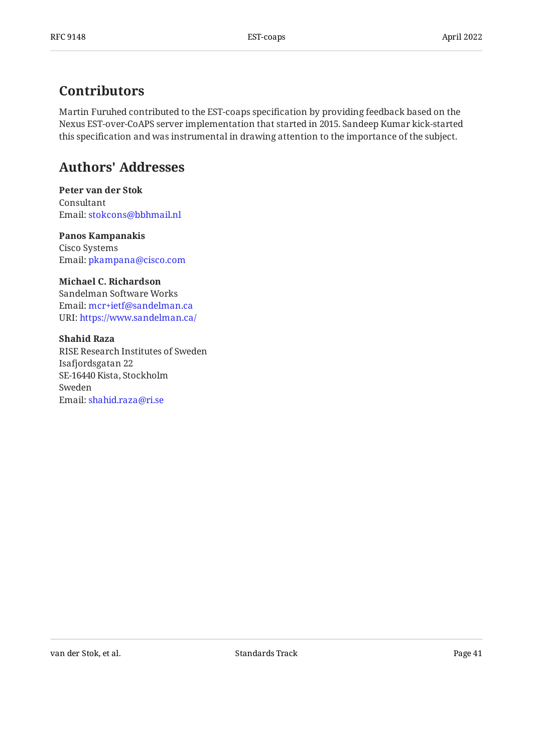## Contributors

Martin Furuhed contributed to the EST-coaps specification by providing feedback based on the Nexus EST-over-CoAPS server implementation that started in 2015. Sandeep Kumar kick-started this specification and was instrumental in drawing attention to the importance of the subject.

## Authors' Addresses

**Peter van der Stok**
Consultant
Email: stokcons@bbhmail.nl

**Panos Kampanakis**
Cisco Systems
Email: pkampana@cisco.com

**Michael C. Richardson**
Sandelman Software Works
Email: mcr+ietf@sandelman.ca
URI: https://www.sandelman.ca/

**Shahid Raza**
RISE Research Institutes of Sweden
Isafjordsgatan 22
SE-16440 Kista, Stockholm
Sweden
Email: shahid.raza@ri.se